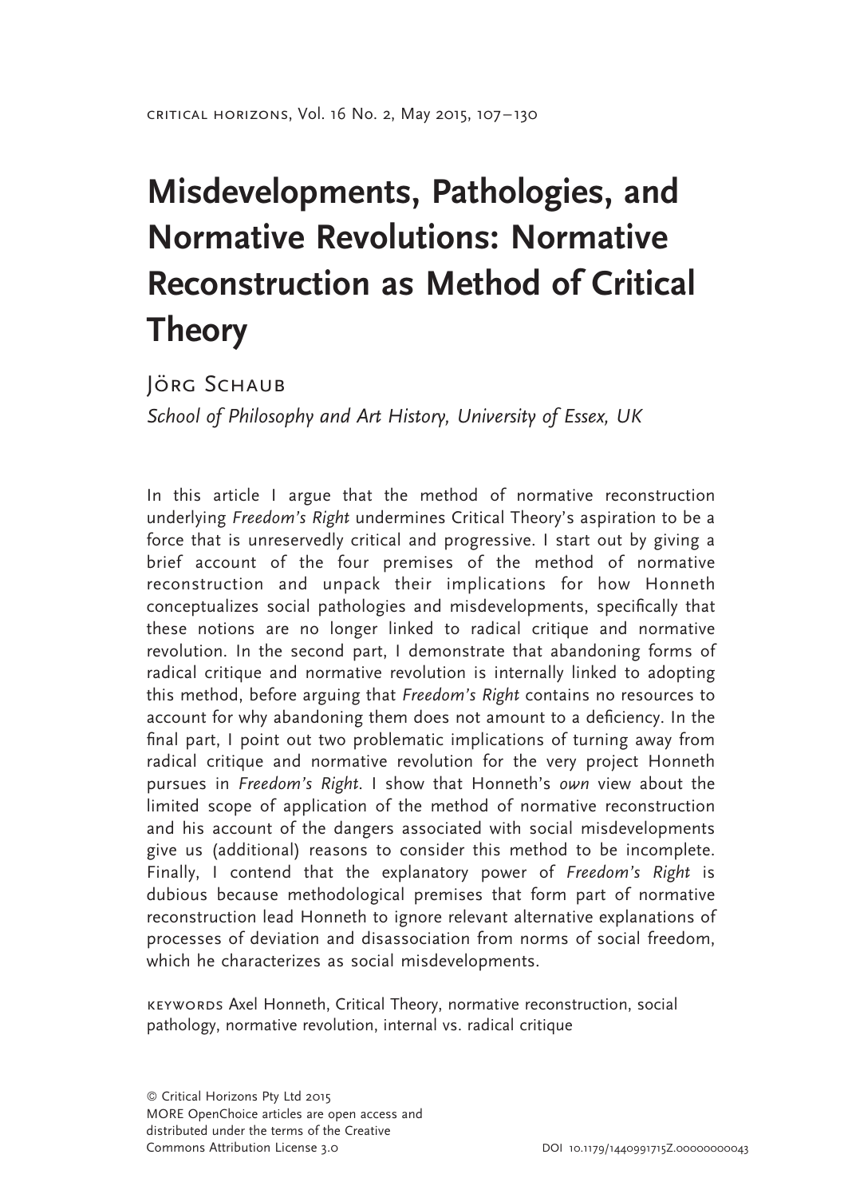# Misdevelopments, Pathologies, and Normative Revolutions: Normative Reconstruction as Method of Critical Theory

Jörg Schaub

*School of Philosophy and Art History, University of Essex, UK*

In this article I argue that the method of normative reconstruction underlying *Freedom's Right* undermines Critical Theory's aspiration to be a force that is unreservedly critical and progressive. I start out by giving a brief account of the four premises of the method of normative reconstruction and unpack their implications for how Honneth conceptualizes social pathologies and misdevelopments, specifically that these notions are no longer linked to radical critique and normative revolution. In the second part, I demonstrate that abandoning forms of radical critique and normative revolution is internally linked to adopting this method, before arguing that *Freedom's Right* contains no resources to account for why abandoning them does not amount to a deficiency. In the final part, I point out two problematic implications of turning away from radical critique and normative revolution for the very project Honneth pursues in *Freedom's Right*. I show that Honneth's *own* view about the limited scope of application of the method of normative reconstruction and his account of the dangers associated with social misdevelopments give us (additional) reasons to consider this method to be incomplete. Finally, I contend that the explanatory power of *Freedom's Right* is dubious because methodological premises that form part of normative reconstruction lead Honneth to ignore relevant alternative explanations of processes of deviation and disassociation from norms of social freedom, which he characterizes as social misdevelopments.

KEYWORDS Axel Honneth, Critical Theory, normative reconstruction, social pathology, normative revolution, internal vs. radical critique

© Critical Horizons Pty Ltd 2015
MORE OpenChoice articles are open access and distributed under the terms of the Creative Commons Attribution License 3.0

DOI 10.1179/1440991715Z.00000000043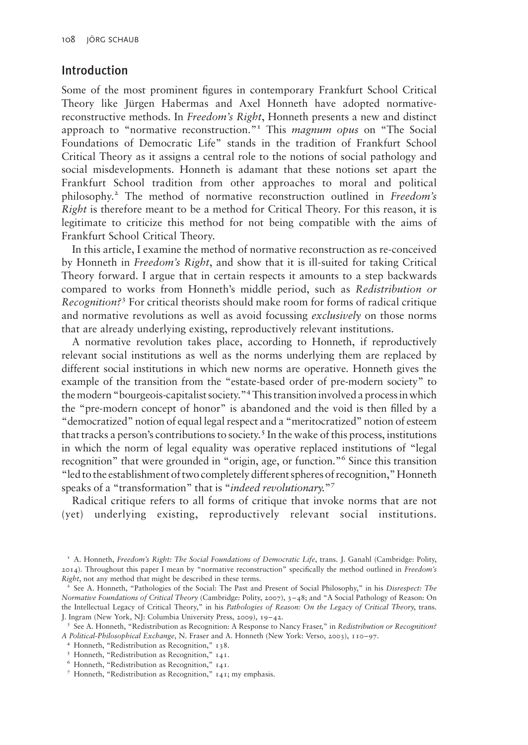## Introduction

Some of the most prominent figures in contemporary Frankfurt School Critical Theory like Jürgen Habermas and Axel Honneth have adopted normative-reconstructive methods. In *Freedom's Right*, Honneth presents a new and distinct approach to "normative reconstruction."[1] This *magnum opus* on "The Social Foundations of Democratic Life" stands in the tradition of Frankfurt School Critical Theory as it assigns a central role to the notions of social pathology and social misdevelopments. Honneth is adamant that these notions set apart the Frankfurt School tradition from other approaches to moral and political philosophy.[2] The method of normative reconstruction outlined in *Freedom's Right* is therefore meant to be a method for Critical Theory. For this reason, it is legitimate to criticize this method for not being compatible with the aims of Frankfurt School Critical Theory.

In this article, I examine the method of normative reconstruction as re-conceived by Honneth in *Freedom's Right*, and show that it is ill-suited for taking Critical Theory forward. I argue that in certain respects it amounts to a step backwards compared to works from Honneth's middle period, such as *Redistribution or Recognition?*[3] For critical theorists should make room for forms of radical critique and normative revolutions as well as avoid focussing *exclusively* on those norms that are already underlying existing, reproductively relevant institutions.

A normative revolution takes place, according to Honneth, if reproductively relevant social institutions as well as the norms underlying them are replaced by different social institutions in which new norms are operative. Honneth gives the example of the transition from the "estate-based order of pre-modern society" to the modern "bourgeois-capitalist society."[4] This transition involved a process in which the "pre-modern concept of honor" is abandoned and the void is then filled by a "democratized" notion of equal legal respect and a "meritocratized" notion of esteem that tracks a person's contributions to society.[5] In the wake of this process, institutions in which the norm of legal equality was operative replaced institutions of "legal recognition" that were grounded in "origin, age, or function."[6] Since this transition "led to the establishment of two completely different spheres of recognition," Honneth speaks of a "transformation" that is "*indeed revolutionary.*"[7]

Radical critique refers to all forms of critique that invoke norms that are not (yet) underlying existing, reproductively relevant social institutions.

---

[1] A. Honneth, *Freedom's Right: The Social Foundations of Democratic Life*, trans. J. Ganahl (Cambridge: Polity, 2014). Throughout this paper I mean by "normative reconstruction" specifically the method outlined in *Freedom's Right*, not any method that might be described in these terms.

[2] See A. Honneth, "Pathologies of the Social: The Past and Present of Social Philosophy," in his *Disrespect: The Normative Foundations of Critical Theory* (Cambridge: Polity, 2007), 3–48; and "A Social Pathology of Reason: On the Intellectual Legacy of Critical Theory," in his *Pathologies of Reason: On the Legacy of Critical Theory*, trans. J. Ingram (New York, NJ: Columbia University Press, 2009), 19–42.

[3] See A. Honneth, "Redistribution as Recognition: A Response to Nancy Fraser," in *Redistribution or Recognition? A Political-Philosophical Exchange*, N. Fraser and A. Honneth (New York: Verso, 2003), 110–97.

[4] Honneth, "Redistribution as Recognition," 138.

[5] Honneth, "Redistribution as Recognition," 141.

[6] Honneth, "Redistribution as Recognition," 141.

[7] Honneth, "Redistribution as Recognition," 141; my emphasis.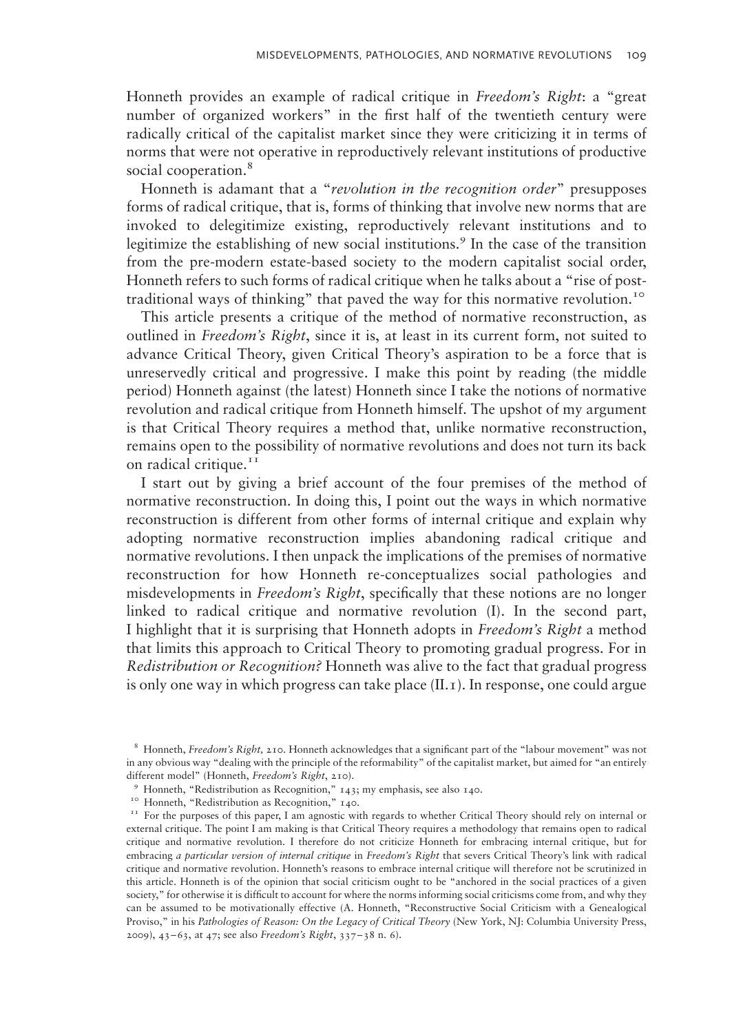Honneth provides an example of radical critique in *Freedom's Right*: a "great number of organized workers" in the first half of the twentieth century were radically critical of the capitalist market since they were criticizing it in terms of norms that were not operative in reproductively relevant institutions of productive social cooperation.[8]

Honneth is adamant that a "*revolution in the recognition order*" presupposes forms of radical critique, that is, forms of thinking that involve new norms that are invoked to delegitimize existing, reproductively relevant institutions and to legitimize the establishing of new social institutions.[9] In the case of the transition from the pre-modern estate-based society to the modern capitalist social order, Honneth refers to such forms of radical critique when he talks about a "rise of post-traditional ways of thinking" that paved the way for this normative revolution.[10]

This article presents a critique of the method of normative reconstruction, as outlined in *Freedom's Right*, since it is, at least in its current form, not suited to advance Critical Theory, given Critical Theory's aspiration to be a force that is unreservedly critical and progressive. I make this point by reading (the middle period) Honneth against (the latest) Honneth since I take the notions of normative revolution and radical critique from Honneth himself. The upshot of my argument is that Critical Theory requires a method that, unlike normative reconstruction, remains open to the possibility of normative revolutions and does not turn its back on radical critique.[11]

I start out by giving a brief account of the four premises of the method of normative reconstruction. In doing this, I point out the ways in which normative reconstruction is different from other forms of internal critique and explain why adopting normative reconstruction implies abandoning radical critique and normative revolutions. I then unpack the implications of the premises of normative reconstruction for how Honneth re-conceptualizes social pathologies and misdevelopments in *Freedom's Right*, specifically that these notions are no longer linked to radical critique and normative revolution (I). In the second part, I highlight that it is surprising that Honneth adopts in *Freedom's Right* a method that limits this approach to Critical Theory to promoting gradual progress. For in *Redistribution or Recognition?* Honneth was alive to the fact that gradual progress is only one way in which progress can take place (II.1). In response, one could argue

[8] Honneth, *Freedom's Right*, 210. Honneth acknowledges that a significant part of the "labour movement" was not in any obvious way "dealing with the principle of the reformability" of the capitalist market, but aimed for "an entirely different model" (Honneth, *Freedom's Right*, 210).

[9] Honneth, "Redistribution as Recognition," 143; my emphasis, see also 140.

[10] Honneth, "Redistribution as Recognition," 140.

[11] For the purposes of this paper, I am agnostic with regards to whether Critical Theory should rely on internal or external critique. The point I am making is that Critical Theory requires a methodology that remains open to radical critique and normative revolution. I therefore do not criticize Honneth for embracing internal critique, but for embracing *a particular version of internal critique* in *Freedom's Right* that severs Critical Theory's link with radical critique and normative revolution. Honneth's reasons to embrace internal critique will therefore not be scrutinized in this article. Honneth is of the opinion that social criticism ought to be "anchored in the social practices of a given society," for otherwise it is difficult to account for where the norms informing social criticisms come from, and why they can be assumed to be motivationally effective (A. Honneth, "Reconstructive Social Criticism with a Genealogical Proviso," in his *Pathologies of Reason: On the Legacy of Critical Theory* (New York, NJ: Columbia University Press, 2009), 43–63, at 47; see also *Freedom's Right*, 337–38 n. 6).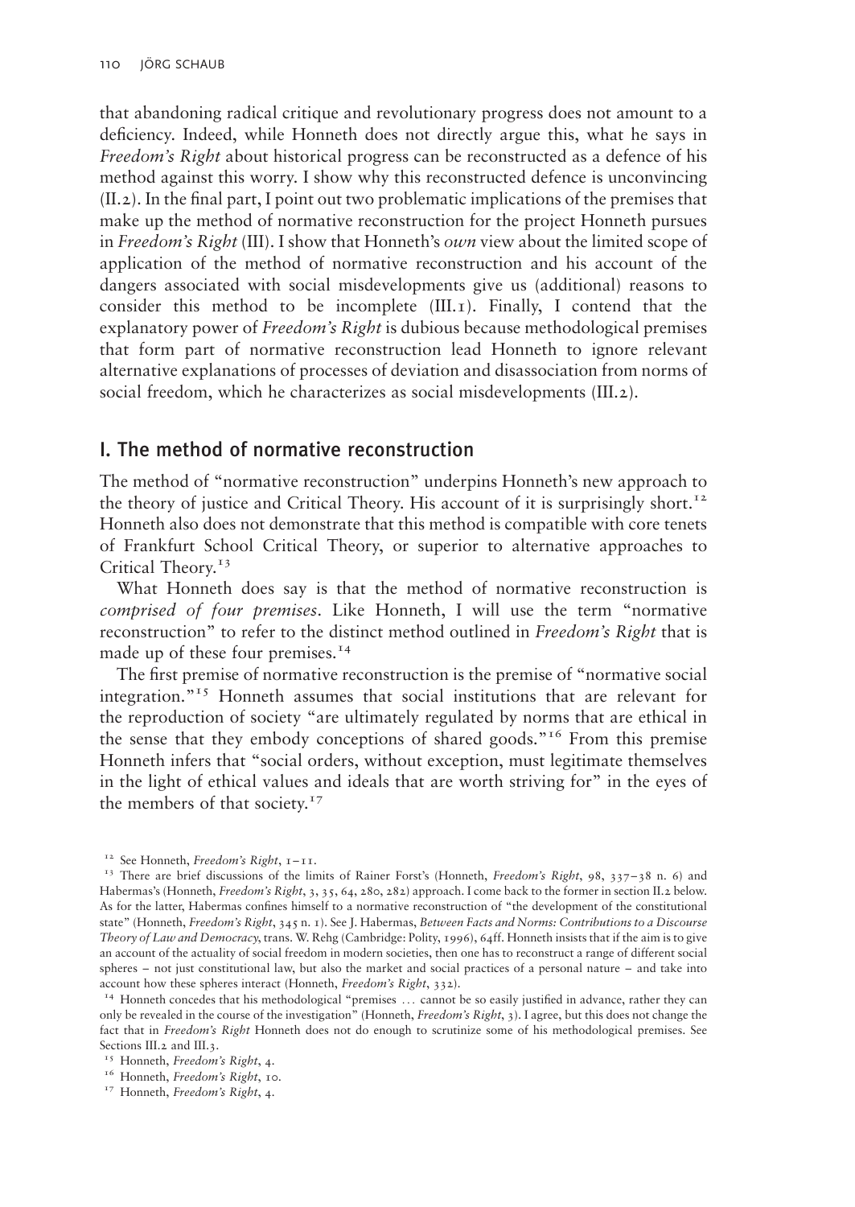that abandoning radical critique and revolutionary progress does not amount to a deficiency. Indeed, while Honneth does not directly argue this, what he says in *Freedom's Right* about historical progress can be reconstructed as a defence of his method against this worry. I show why this reconstructed defence is unconvincing (II.2). In the final part, I point out two problematic implications of the premises that make up the method of normative reconstruction for the project Honneth pursues in *Freedom's Right* (III). I show that Honneth's *own* view about the limited scope of application of the method of normative reconstruction and his account of the dangers associated with social misdevelopments give us (additional) reasons to consider this method to be incomplete (III.1). Finally, I contend that the explanatory power of *Freedom's Right* is dubious because methodological premises that form part of normative reconstruction lead Honneth to ignore relevant alternative explanations of processes of deviation and disassociation from norms of social freedom, which he characterizes as social misdevelopments (III.2).

## I. The method of normative reconstruction

The method of "normative reconstruction" underpins Honneth's new approach to the theory of justice and Critical Theory. His account of it is surprisingly short.[12] Honneth also does not demonstrate that this method is compatible with core tenets of Frankfurt School Critical Theory, or superior to alternative approaches to Critical Theory.[13]

What Honneth does say is that the method of normative reconstruction is *comprised of four premises*. Like Honneth, I will use the term "normative reconstruction" to refer to the distinct method outlined in *Freedom's Right* that is made up of these four premises.[14]

The first premise of normative reconstruction is the premise of "normative social integration."[15] Honneth assumes that social institutions that are relevant for the reproduction of society "are ultimately regulated by norms that are ethical in the sense that they embody conceptions of shared goods."[16] From this premise Honneth infers that "social orders, without exception, must legitimate themselves in the light of ethical values and ideals that are worth striving for" in the eyes of the members of that society.[17]

[12] See Honneth, *Freedom's Right*, 1–11.

[13] There are brief discussions of the limits of Rainer Forst's (Honneth, *Freedom's Right*, 98, 337–38 n. 6) and Habermas's (Honneth, *Freedom's Right*, 3, 35, 64, 280, 282) approach. I come back to the former in section II.2 below. As for the latter, Habermas confines himself to a normative reconstruction of "the development of the constitutional state" (Honneth, *Freedom's Right*, 345 n. 1). See J. Habermas, *Between Facts and Norms: Contributions to a Discourse Theory of Law and Democracy*, trans. W. Rehg (Cambridge: Polity, 1996), 64ff. Honneth insists that if the aim is to give an account of the actuality of social freedom in modern societies, then one has to reconstruct a range of different social spheres – not just constitutional law, but also the market and social practices of a personal nature – and take into account how these spheres interact (Honneth, *Freedom's Right*, 332).

[14] Honneth concedes that his methodological "premises … cannot be so easily justified in advance, rather they can only be revealed in the course of the investigation" (Honneth, *Freedom's Right*, 3). I agree, but this does not change the fact that in *Freedom's Right* Honneth does not do enough to scrutinize some of his methodological premises. See Sections III.2 and III.3.

[15] Honneth, *Freedom's Right*, 4.

[16] Honneth, *Freedom's Right*, 10.

[17] Honneth, *Freedom's Right*, 4.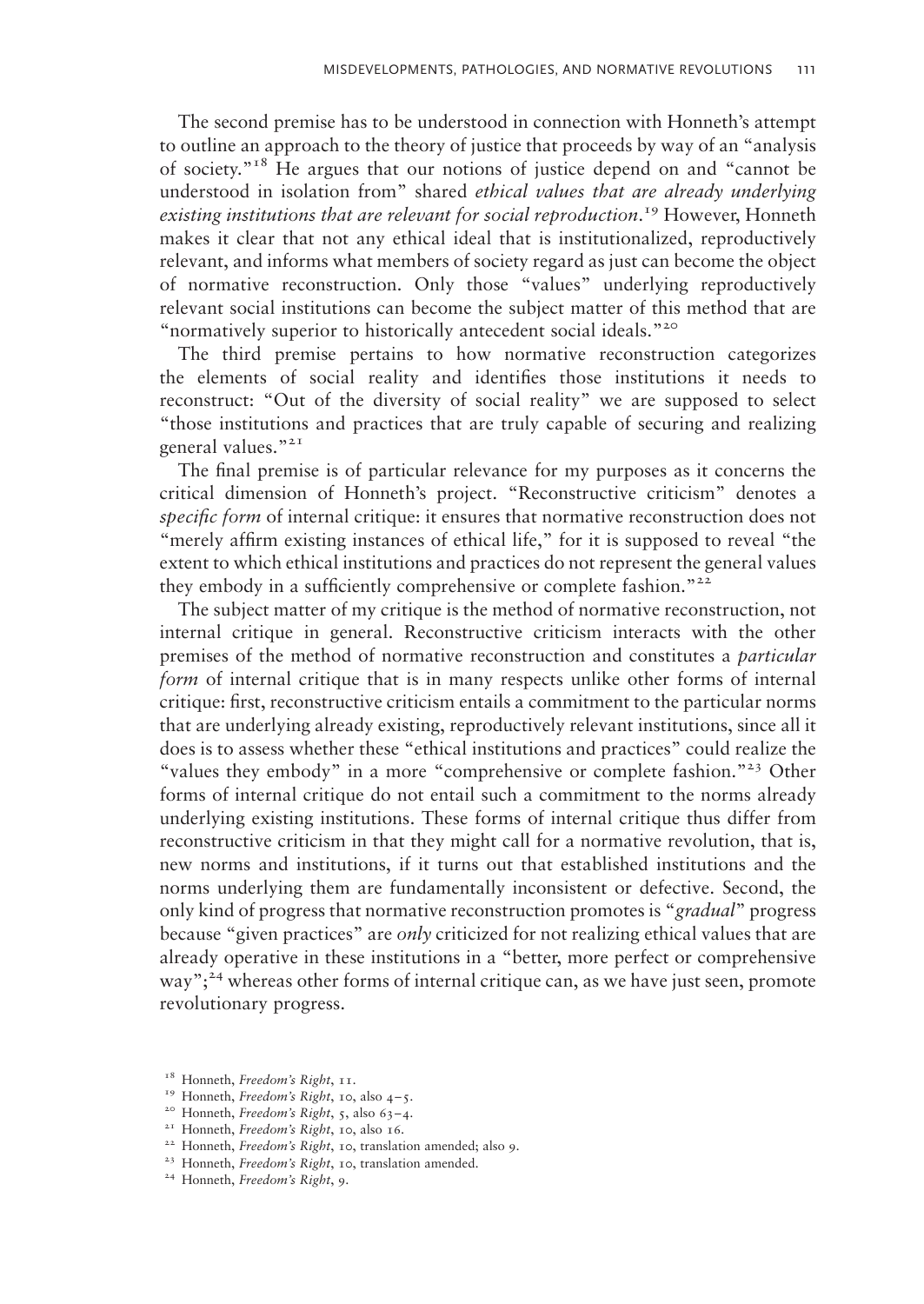The second premise has to be understood in connection with Honneth's attempt to outline an approach to the theory of justice that proceeds by way of an "analysis of society."[18] He argues that our notions of justice depend on and "cannot be understood in isolation from" shared *ethical values that are already underlying existing institutions that are relevant for social reproduction*.[19] However, Honneth makes it clear that not any ethical ideal that is institutionalized, reproductively relevant, and informs what members of society regard as just can become the object of normative reconstruction. Only those "values" underlying reproductively relevant social institutions can become the subject matter of this method that are "normatively superior to historically antecedent social ideals."[20]

The third premise pertains to how normative reconstruction categorizes the elements of social reality and identifies those institutions it needs to reconstruct: "Out of the diversity of social reality" we are supposed to select "those institutions and practices that are truly capable of securing and realizing general values."[21]

The final premise is of particular relevance for my purposes as it concerns the critical dimension of Honneth's project. "Reconstructive criticism" denotes a *specific form* of internal critique: it ensures that normative reconstruction does not "merely affirm existing instances of ethical life," for it is supposed to reveal "the extent to which ethical institutions and practices do not represent the general values they embody in a sufficiently comprehensive or complete fashion."[22]

The subject matter of my critique is the method of normative reconstruction, not internal critique in general. Reconstructive criticism interacts with the other premises of the method of normative reconstruction and constitutes a *particular form* of internal critique that is in many respects unlike other forms of internal critique: first, reconstructive criticism entails a commitment to the particular norms that are underlying already existing, reproductively relevant institutions, since all it does is to assess whether these "ethical institutions and practices" could realize the "values they embody" in a more "comprehensive or complete fashion."[23] Other forms of internal critique do not entail such a commitment to the norms already underlying existing institutions. These forms of internal critique thus differ from reconstructive criticism in that they might call for a normative revolution, that is, new norms and institutions, if it turns out that established institutions and the norms underlying them are fundamentally inconsistent or defective. Second, the only kind of progress that normative reconstruction promotes is "*gradual*" progress because "given practices" are *only* criticized for not realizing ethical values that are already operative in these institutions in a "better, more perfect or comprehensive way";[24] whereas other forms of internal critique can, as we have just seen, promote revolutionary progress.

[18] Honneth, *Freedom's Right*, 11.

[19] Honneth, *Freedom's Right*, 10, also 4–5.

[20] Honneth, *Freedom's Right*, 5, also 63–4.

[21] Honneth, *Freedom's Right*, 10, also 16.

[22] Honneth, *Freedom's Right*, 10, translation amended; also 9.

[23] Honneth, *Freedom's Right*, 10, translation amended.

[24] Honneth, *Freedom's Right*, 9.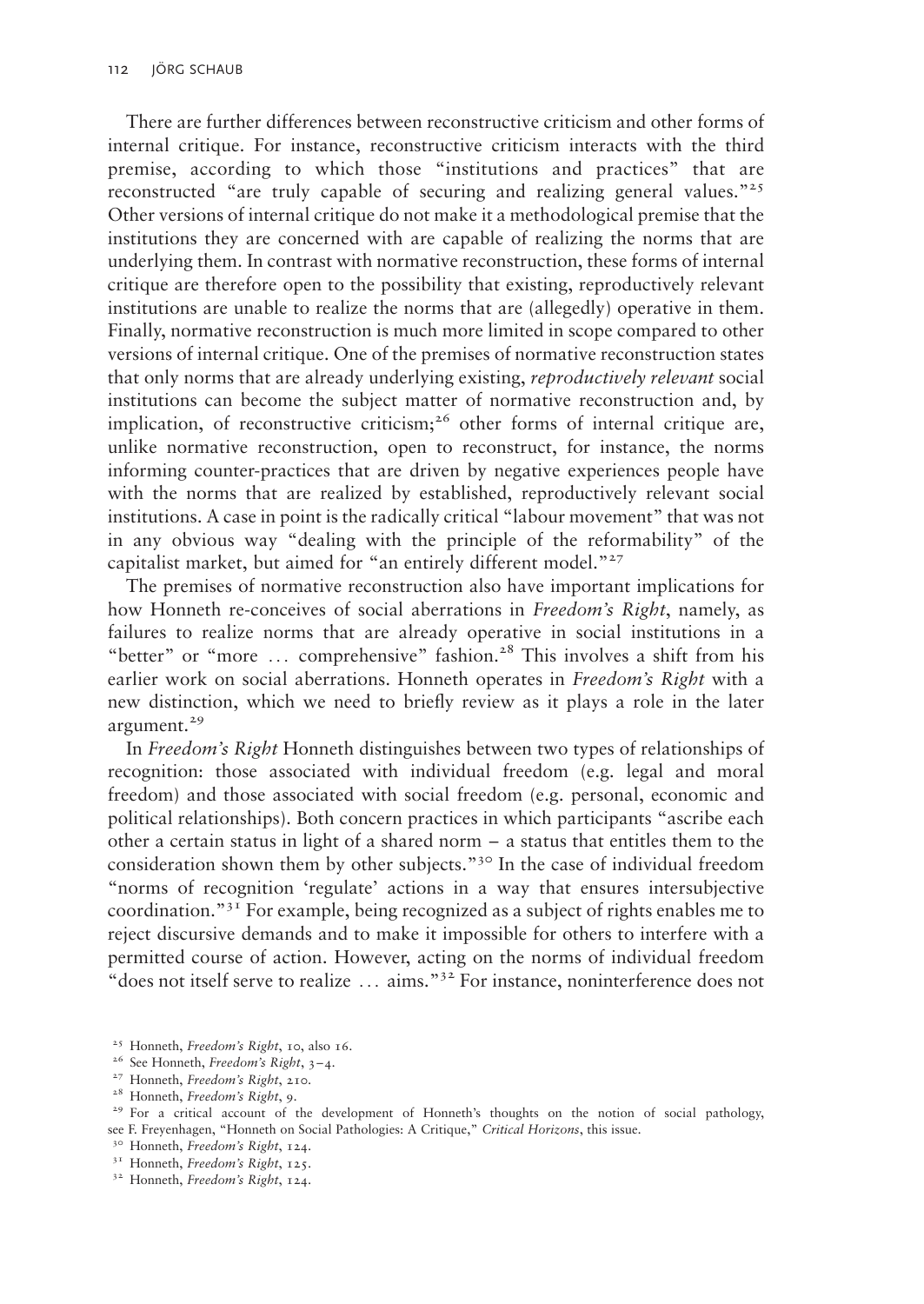There are further differences between reconstructive criticism and other forms of internal critique. For instance, reconstructive criticism interacts with the third premise, according to which those "institutions and practices" that are reconstructed "are truly capable of securing and realizing general values."[25] Other versions of internal critique do not make it a methodological premise that the institutions they are concerned with are capable of realizing the norms that are underlying them. In contrast with normative reconstruction, these forms of internal critique are therefore open to the possibility that existing, reproductively relevant institutions are unable to realize the norms that are (allegedly) operative in them. Finally, normative reconstruction is much more limited in scope compared to other versions of internal critique. One of the premises of normative reconstruction states that only norms that are already underlying existing, *reproductively relevant* social institutions can become the subject matter of normative reconstruction and, by implication, of reconstructive criticism;[26] other forms of internal critique are, unlike normative reconstruction, open to reconstruct, for instance, the norms informing counter-practices that are driven by negative experiences people have with the norms that are realized by established, reproductively relevant social institutions. A case in point is the radically critical "labour movement" that was not in any obvious way "dealing with the principle of the reformability" of the capitalist market, but aimed for "an entirely different model."[27]

The premises of normative reconstruction also have important implications for how Honneth re-conceives of social aberrations in *Freedom's Right*, namely, as failures to realize norms that are already operative in social institutions in a "better" or "more … comprehensive" fashion.[28] This involves a shift from his earlier work on social aberrations. Honneth operates in *Freedom's Right* with a new distinction, which we need to briefly review as it plays a role in the later argument.[29]

In *Freedom's Right* Honneth distinguishes between two types of relationships of recognition: those associated with individual freedom (e.g. legal and moral freedom) and those associated with social freedom (e.g. personal, economic and political relationships). Both concern practices in which participants "ascribe each other a certain status in light of a shared norm – a status that entitles them to the consideration shown them by other subjects."[30] In the case of individual freedom "norms of recognition 'regulate' actions in a way that ensures intersubjective coordination."[31] For example, being recognized as a subject of rights enables me to reject discursive demands and to make it impossible for others to interfere with a permitted course of action. However, acting on the norms of individual freedom "does not itself serve to realize … aims."[32] For instance, noninterference does not

[25] Honneth, *Freedom's Right*, 10, also 16.

[26] See Honneth, *Freedom's Right*, 3–4.

[27] Honneth, *Freedom's Right*, 210.

[28] Honneth, *Freedom's Right*, 9.

[29] For a critical account of the development of Honneth's thoughts on the notion of social pathology, see F. Freyenhagen, "Honneth on Social Pathologies: A Critique," *Critical Horizons*, this issue.

[30] Honneth, *Freedom's Right*, 124.

[31] Honneth, *Freedom's Right*, 125.

[32] Honneth, *Freedom's Right*, 124.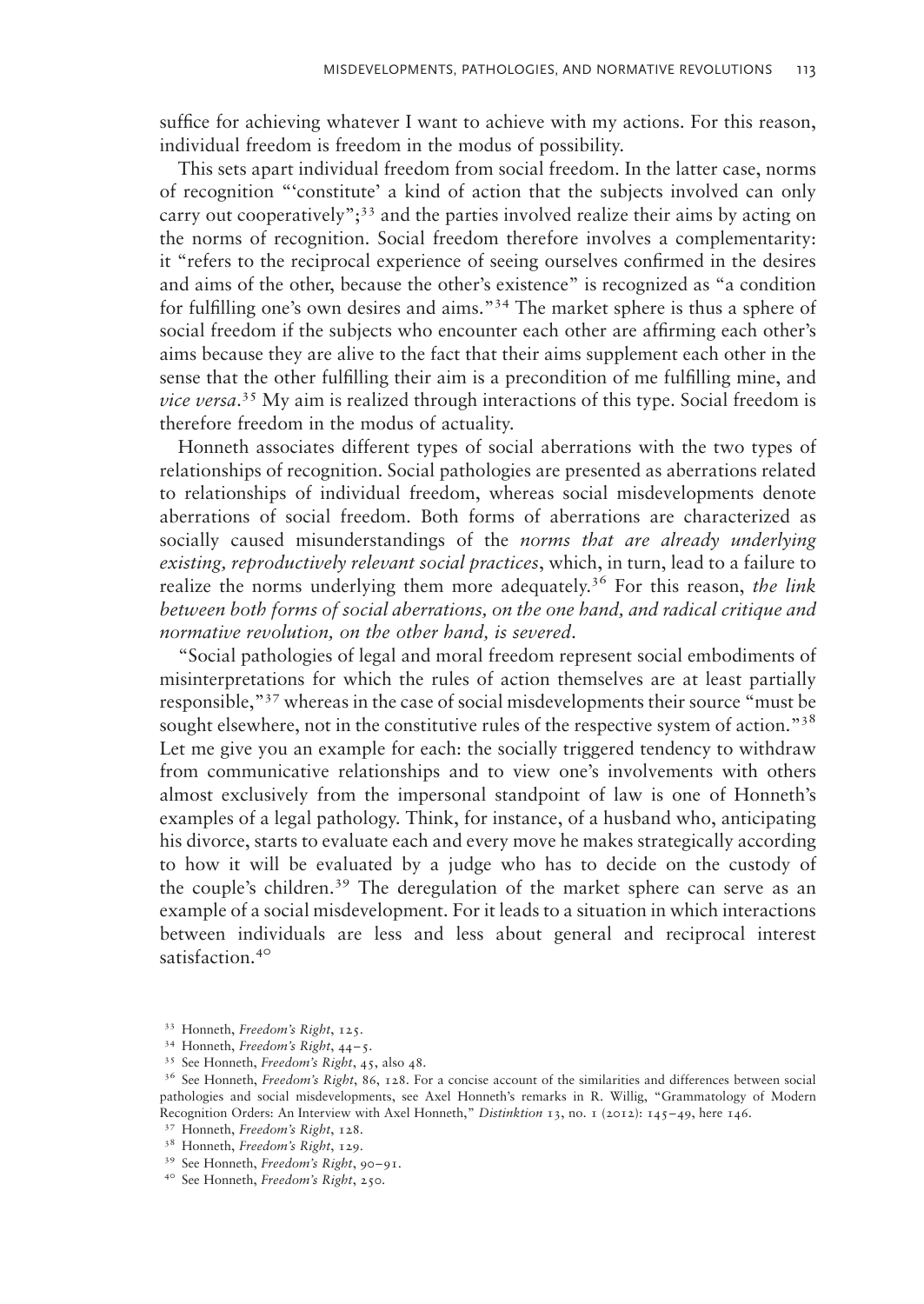suffice for achieving whatever I want to achieve with my actions. For this reason, individual freedom is freedom in the modus of possibility.

This sets apart individual freedom from social freedom. In the latter case, norms of recognition "'constitute' a kind of action that the subjects involved can only carry out cooperatively";[33] and the parties involved realize their aims by acting on the norms of recognition. Social freedom therefore involves a complementarity: it "refers to the reciprocal experience of seeing ourselves confirmed in the desires and aims of the other, because the other's existence" is recognized as "a condition for fulfilling one's own desires and aims."[34] The market sphere is thus a sphere of social freedom if the subjects who encounter each other are affirming each other's aims because they are alive to the fact that their aims supplement each other in the sense that the other fulfilling their aim is a precondition of me fulfilling mine, and *vice versa*.[35] My aim is realized through interactions of this type. Social freedom is therefore freedom in the modus of actuality.

Honneth associates different types of social aberrations with the two types of relationships of recognition. Social pathologies are presented as aberrations related to relationships of individual freedom, whereas social misdevelopments denote aberrations of social freedom. Both forms of aberrations are characterized as socially caused misunderstandings of the *norms that are already underlying existing, reproductively relevant social practices*, which, in turn, lead to a failure to realize the norms underlying them more adequately.[36] For this reason, *the link between both forms of social aberrations, on the one hand, and radical critique and normative revolution, on the other hand, is severed*.

"Social pathologies of legal and moral freedom represent social embodiments of misinterpretations for which the rules of action themselves are at least partially responsible,"[37] whereas in the case of social misdevelopments their source "must be sought elsewhere, not in the constitutive rules of the respective system of action."[38] Let me give you an example for each: the socially triggered tendency to withdraw from communicative relationships and to view one's involvements with others almost exclusively from the impersonal standpoint of law is one of Honneth's examples of a legal pathology. Think, for instance, of a husband who, anticipating his divorce, starts to evaluate each and every move he makes strategically according to how it will be evaluated by a judge who has to decide on the custody of the couple's children.[39] The deregulation of the market sphere can serve as an example of a social misdevelopment. For it leads to a situation in which interactions between individuals are less and less about general and reciprocal interest satisfaction.[40]

[33] Honneth, *Freedom's Right*, 125.

[34] Honneth, *Freedom's Right*, 44–5.

[35] See Honneth, *Freedom's Right*, 45, also 48.

[36] See Honneth, *Freedom's Right*, 86, 128. For a concise account of the similarities and differences between social pathologies and social misdevelopments, see Axel Honneth's remarks in R. Willig, "Grammatology of Modern Recognition Orders: An Interview with Axel Honneth," *Distinktion* 13, no. 1 (2012): 145–49, here 146.

[37] Honneth, *Freedom's Right*, 128.

[38] Honneth, *Freedom's Right*, 129.

[39] See Honneth, *Freedom's Right*, 90–91.

[40] See Honneth, *Freedom's Right*, 250.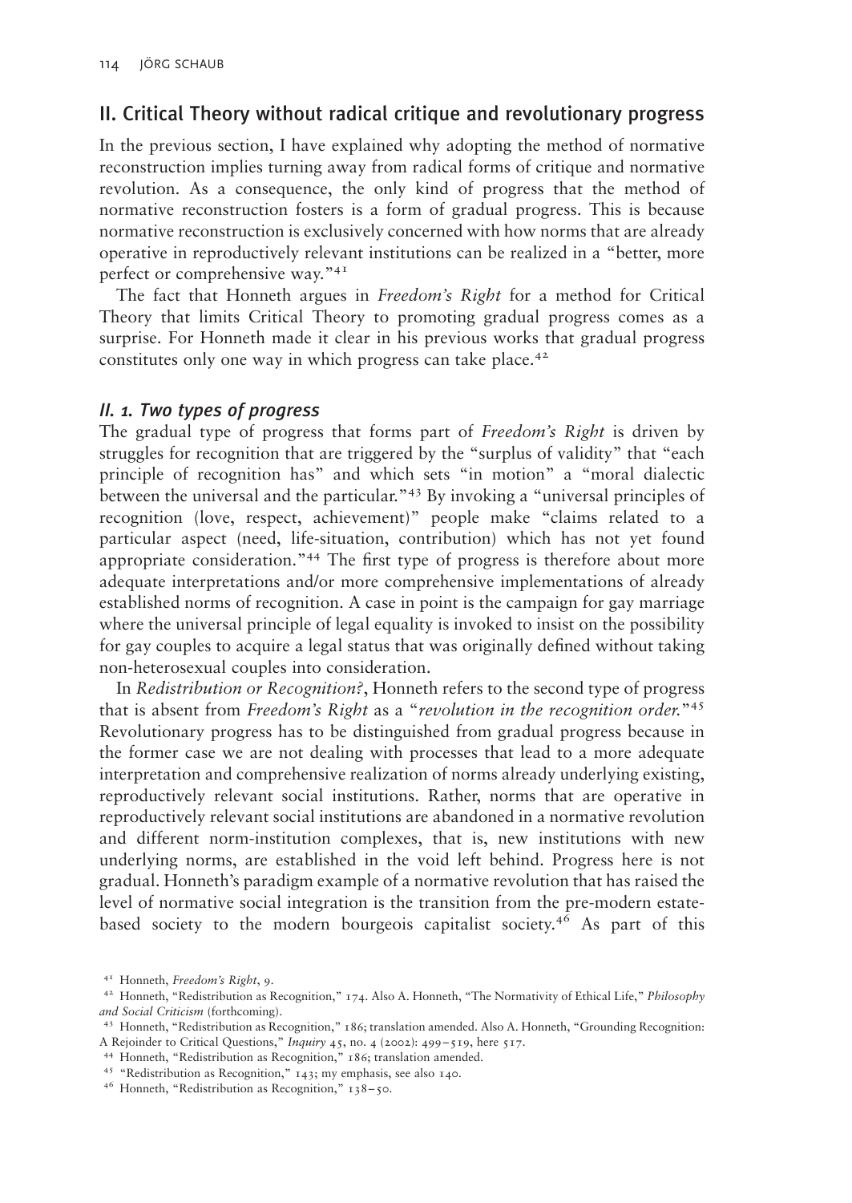## II. Critical Theory without radical critique and revolutionary progress

In the previous section, I have explained why adopting the method of normative reconstruction implies turning away from radical forms of critique and normative revolution. As a consequence, the only kind of progress that the method of normative reconstruction fosters is a form of gradual progress. This is because normative reconstruction is exclusively concerned with how norms that are already operative in reproductively relevant institutions can be realized in a "better, more perfect or comprehensive way."[41]

The fact that Honneth argues in *Freedom's Right* for a method for Critical Theory that limits Critical Theory to promoting gradual progress comes as a surprise. For Honneth made it clear in his previous works that gradual progress constitutes only one way in which progress can take place.[42]

### *II. 1. Two types of progress*

The gradual type of progress that forms part of *Freedom's Right* is driven by struggles for recognition that are triggered by the "surplus of validity" that "each principle of recognition has" and which sets "in motion" a "moral dialectic between the universal and the particular."[43] By invoking a "universal principles of recognition (love, respect, achievement)" people make "claims related to a particular aspect (need, life-situation, contribution) which has not yet found appropriate consideration."[44] The first type of progress is therefore about more adequate interpretations and/or more comprehensive implementations of already established norms of recognition. A case in point is the campaign for gay marriage where the universal principle of legal equality is invoked to insist on the possibility for gay couples to acquire a legal status that was originally defined without taking non-heterosexual couples into consideration.

In *Redistribution or Recognition?*, Honneth refers to the second type of progress that is absent from *Freedom's Right* as a "*revolution in the recognition order.*"[45] Revolutionary progress has to be distinguished from gradual progress because in the former case we are not dealing with processes that lead to a more adequate interpretation and comprehensive realization of norms already underlying existing, reproductively relevant social institutions. Rather, norms that are operative in reproductively relevant social institutions are abandoned in a normative revolution and different norm-institution complexes, that is, new institutions with new underlying norms, are established in the void left behind. Progress here is not gradual. Honneth's paradigm example of a normative revolution that has raised the level of normative social integration is the transition from the pre-modern estate-based society to the modern bourgeois capitalist society.[46] As part of this

---

41 Honneth, *Freedom's Right*, 9.

42 Honneth, "Redistribution as Recognition," 174. Also A. Honneth, "The Normativity of Ethical Life," *Philosophy and Social Criticism* (forthcoming).

43 Honneth, "Redistribution as Recognition," 186; translation amended. Also A. Honneth, "Grounding Recognition: A Rejoinder to Critical Questions," *Inquiry* 45, no. 4 (2002): 499–519, here 517.

44 Honneth, "Redistribution as Recognition," 186; translation amended.

45 "Redistribution as Recognition," 143; my emphasis, see also 140.

46 Honneth, "Redistribution as Recognition," 138–50.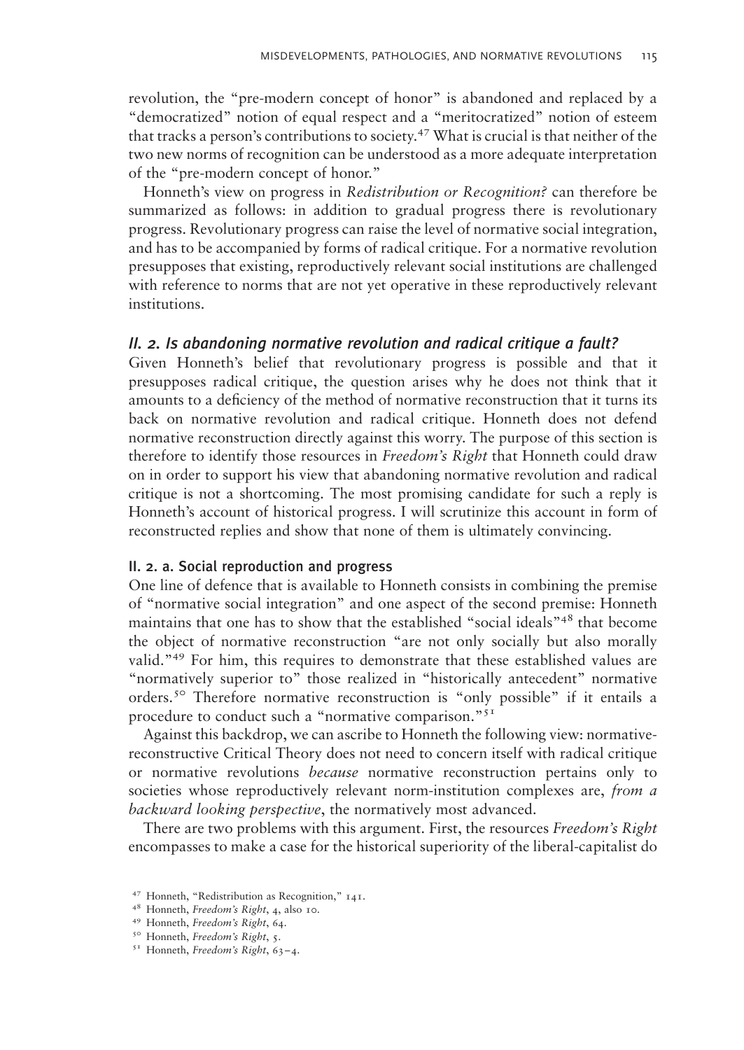revolution, the "pre-modern concept of honor" is abandoned and replaced by a "democratized" notion of equal respect and a "meritocratized" notion of esteem that tracks a person's contributions to society.[47] What is crucial is that neither of the two new norms of recognition can be understood as a more adequate interpretation of the "pre-modern concept of honor."

Honneth's view on progress in *Redistribution or Recognition?* can therefore be summarized as follows: in addition to gradual progress there is revolutionary progress. Revolutionary progress can raise the level of normative social integration, and has to be accompanied by forms of radical critique. For a normative revolution presupposes that existing, reproductively relevant social institutions are challenged with reference to norms that are not yet operative in these reproductively relevant institutions.

### *II. 2. Is abandoning normative revolution and radical critique a fault?*

Given Honneth's belief that revolutionary progress is possible and that it presupposes radical critique, the question arises why he does not think that it amounts to a deficiency of the method of normative reconstruction that it turns its back on normative revolution and radical critique. Honneth does not defend normative reconstruction directly against this worry. The purpose of this section is therefore to identify those resources in *Freedom's Right* that Honneth could draw on in order to support his view that abandoning normative revolution and radical critique is not a shortcoming. The most promising candidate for such a reply is Honneth's account of historical progress. I will scrutinize this account in form of reconstructed replies and show that none of them is ultimately convincing.

#### II. 2. a. Social reproduction and progress

One line of defence that is available to Honneth consists in combining the premise of "normative social integration" and one aspect of the second premise: Honneth maintains that one has to show that the established "social ideals"[48] that become the object of normative reconstruction "are not only socially but also morally valid."[49] For him, this requires to demonstrate that these established values are "normatively superior to" those realized in "historically antecedent" normative orders.[50] Therefore normative reconstruction is "only possible" if it entails a procedure to conduct such a "normative comparison."[51]

Against this backdrop, we can ascribe to Honneth the following view: normative-reconstructive Critical Theory does not need to concern itself with radical critique or normative revolutions *because* normative reconstruction pertains only to societies whose reproductively relevant norm-institution complexes are, *from a backward looking perspective*, the normatively most advanced.

There are two problems with this argument. First, the resources *Freedom's Right* encompasses to make a case for the historical superiority of the liberal-capitalist do

[47] Honneth, "Redistribution as Recognition," 141.

[48] Honneth, *Freedom's Right*, 4, also 10.

[49] Honneth, *Freedom's Right*, 64.

[50] Honneth, *Freedom's Right*, 5.

[51] Honneth, *Freedom's Right*, 63–4.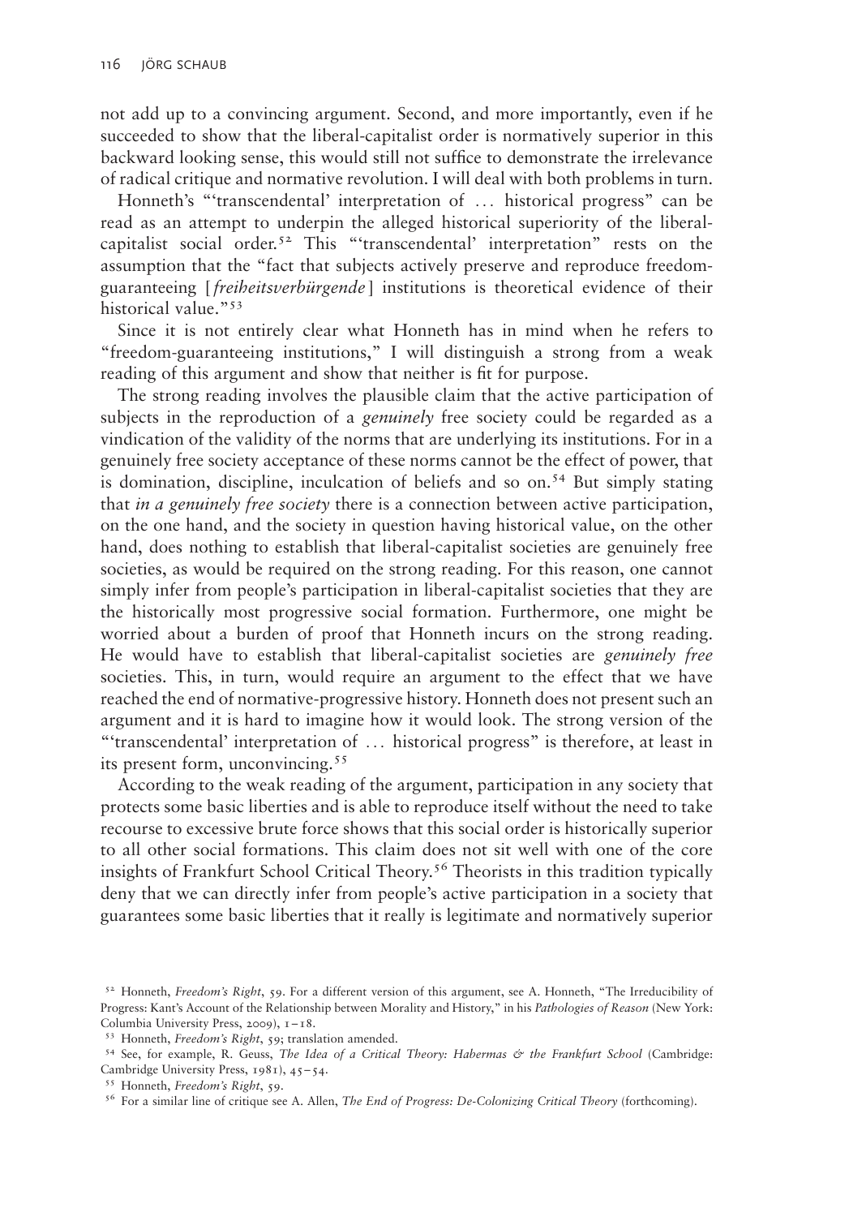not add up to a convincing argument. Second, and more importantly, even if he succeeded to show that the liberal-capitalist order is normatively superior in this backward looking sense, this would still not suffice to demonstrate the irrelevance of radical critique and normative revolution. I will deal with both problems in turn.

Honneth's "'transcendental' interpretation of … historical progress" can be read as an attempt to underpin the alleged historical superiority of the liberal-capitalist social order.[52] This "'transcendental' interpretation" rests on the assumption that the "fact that subjects actively preserve and reproduce freedom-guaranteeing [*freiheitsverbürgende*] institutions is theoretical evidence of their historical value."[53]

Since it is not entirely clear what Honneth has in mind when he refers to "freedom-guaranteeing institutions," I will distinguish a strong from a weak reading of this argument and show that neither is fit for purpose.

The strong reading involves the plausible claim that the active participation of subjects in the reproduction of a *genuinely* free society could be regarded as a vindication of the validity of the norms that are underlying its institutions. For in a genuinely free society acceptance of these norms cannot be the effect of power, that is domination, discipline, inculcation of beliefs and so on.[54] But simply stating that *in a genuinely free society* there is a connection between active participation, on the one hand, and the society in question having historical value, on the other hand, does nothing to establish that liberal-capitalist societies are genuinely free societies, as would be required on the strong reading. For this reason, one cannot simply infer from people's participation in liberal-capitalist societies that they are the historically most progressive social formation. Furthermore, one might be worried about a burden of proof that Honneth incurs on the strong reading. He would have to establish that liberal-capitalist societies are *genuinely free* societies. This, in turn, would require an argument to the effect that we have reached the end of normative-progressive history. Honneth does not present such an argument and it is hard to imagine how it would look. The strong version of the "'transcendental' interpretation of … historical progress" is therefore, at least in its present form, unconvincing.[55]

According to the weak reading of the argument, participation in any society that protects some basic liberties and is able to reproduce itself without the need to take recourse to excessive brute force shows that this social order is historically superior to all other social formations. This claim does not sit well with one of the core insights of Frankfurt School Critical Theory.[56] Theorists in this tradition typically deny that we can directly infer from people's active participation in a society that guarantees some basic liberties that it really is legitimate and normatively superior

---

[52] Honneth, *Freedom's Right*, 59. For a different version of this argument, see A. Honneth, "The Irreducibility of Progress: Kant's Account of the Relationship between Morality and History," in his *Pathologies of Reason* (New York: Columbia University Press, 2009), 1–18.

[53] Honneth, *Freedom's Right*, 59; translation amended.

[54] See, for example, R. Geuss, *The Idea of a Critical Theory: Habermas & the Frankfurt School* (Cambridge: Cambridge University Press, 1981), 45–54.

[55] Honneth, *Freedom's Right*, 59.

[56] For a similar line of critique see A. Allen, *The End of Progress: De-Colonizing Critical Theory* (forthcoming).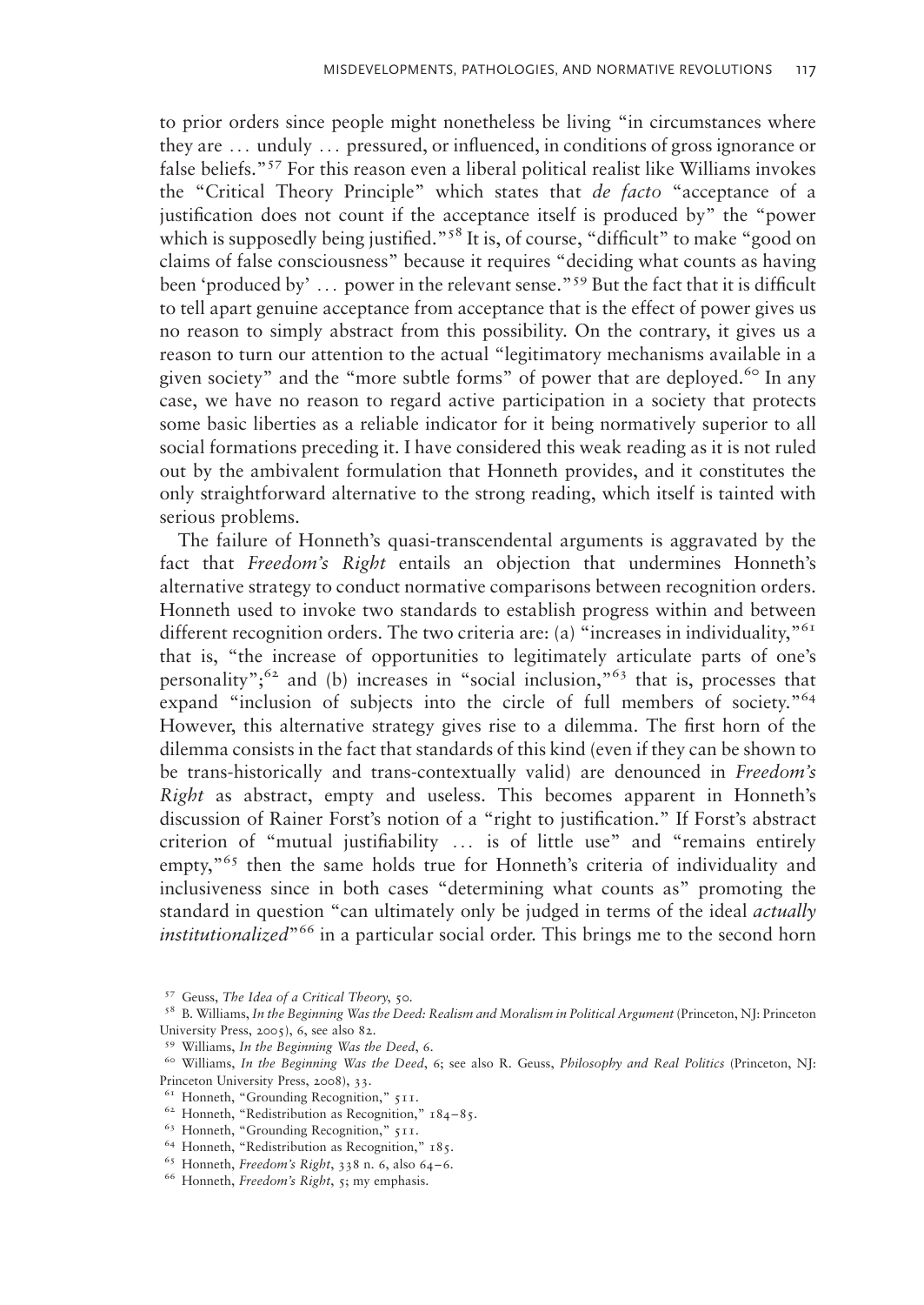to prior orders since people might nonetheless be living "in circumstances where they are ... unduly ... pressured, or influenced, in conditions of gross ignorance or false beliefs."[57] For this reason even a liberal political realist like Williams invokes the "Critical Theory Principle" which states that *de facto* "acceptance of a justification does not count if the acceptance itself is produced by" the "power which is supposedly being justified."[58] It is, of course, "difficult" to make "good on claims of false consciousness" because it requires "deciding what counts as having been 'produced by' ... power in the relevant sense."[59] But the fact that it is difficult to tell apart genuine acceptance from acceptance that is the effect of power gives us no reason to simply abstract from this possibility. On the contrary, it gives us a reason to turn our attention to the actual "legitimatory mechanisms available in a given society" and the "more subtle forms" of power that are deployed.[60] In any case, we have no reason to regard active participation in a society that protects some basic liberties as a reliable indicator for it being normatively superior to all social formations preceding it. I have considered this weak reading as it is not ruled out by the ambivalent formulation that Honneth provides, and it constitutes the only straightforward alternative to the strong reading, which itself is tainted with serious problems.

The failure of Honneth's quasi-transcendental arguments is aggravated by the fact that *Freedom's Right* entails an objection that undermines Honneth's alternative strategy to conduct normative comparisons between recognition orders. Honneth used to invoke two standards to establish progress within and between different recognition orders. The two criteria are: (a) "increases in individuality,"[61] that is, "the increase of opportunities to legitimately articulate parts of one's personality";[62] and (b) increases in "social inclusion,"[63] that is, processes that expand "inclusion of subjects into the circle of full members of society."[64] However, this alternative strategy gives rise to a dilemma. The first horn of the dilemma consists in the fact that standards of this kind (even if they can be shown to be trans-historically and trans-contextually valid) are denounced in *Freedom's Right* as abstract, empty and useless. This becomes apparent in Honneth's discussion of Rainer Forst's notion of a "right to justification." If Forst's abstract criterion of "mutual justifiability ... is of little use" and "remains entirely empty,"[65] then the same holds true for Honneth's criteria of individuality and inclusiveness since in both cases "determining what counts as" promoting the standard in question "can ultimately only be judged in terms of the ideal *actually institutionalized*"[66] in a particular social order. This brings me to the second horn

[57] Geuss, *The Idea of a Critical Theory*, 50.

[58] B. Williams, *In the Beginning Was the Deed: Realism and Moralism in Political Argument* (Princeton, NJ: Princeton University Press, 2005), 6, see also 82.

[59] Williams, *In the Beginning Was the Deed*, 6.

[60] Williams, *In the Beginning Was the Deed*, 6; see also R. Geuss, *Philosophy and Real Politics* (Princeton, NJ: Princeton University Press, 2008), 33.

[61] Honneth, "Grounding Recognition," 511.

[62] Honneth, "Redistribution as Recognition," 184–85.

[63] Honneth, "Grounding Recognition," 511.

[64] Honneth, "Redistribution as Recognition," 185.

[65] Honneth, *Freedom's Right*, 338 n. 6, also 64–6.

[66] Honneth, *Freedom's Right*, 5; my emphasis.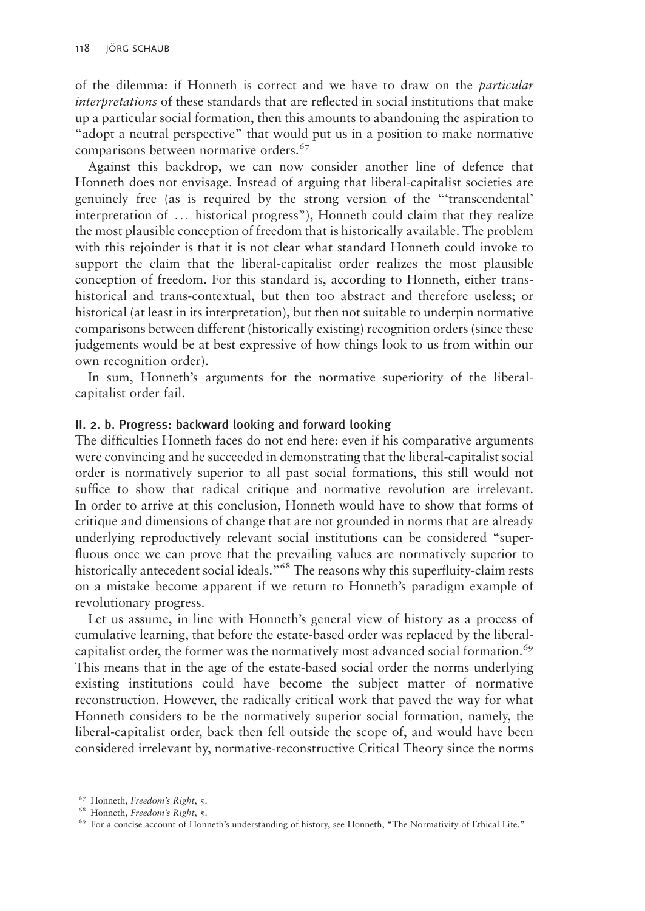of the dilemma: if Honneth is correct and we have to draw on the *particular interpretations* of these standards that are reflected in social institutions that make up a particular social formation, then this amounts to abandoning the aspiration to "adopt a neutral perspective" that would put us in a position to make normative comparisons between normative orders.[67]

Against this backdrop, we can now consider another line of defence that Honneth does not envisage. Instead of arguing that liberal-capitalist societies are genuinely free (as is required by the strong version of the "'transcendental' interpretation of … historical progress"), Honneth could claim that they realize the most plausible conception of freedom that is historically available. The problem with this rejoinder is that it is not clear what standard Honneth could invoke to support the claim that the liberal-capitalist order realizes the most plausible conception of freedom. For this standard is, according to Honneth, either trans-historical and trans-contextual, but then too abstract and therefore useless; or historical (at least in its interpretation), but then not suitable to underpin normative comparisons between different (historically existing) recognition orders (since these judgements would be at best expressive of how things look to us from within our own recognition order).

In sum, Honneth's arguments for the normative superiority of the liberal-capitalist order fail.

### II. 2. b. Progress: backward looking and forward looking

The difficulties Honneth faces do not end here: even if his comparative arguments were convincing and he succeeded in demonstrating that the liberal-capitalist social order is normatively superior to all past social formations, this still would not suffice to show that radical critique and normative revolution are irrelevant. In order to arrive at this conclusion, Honneth would have to show that forms of critique and dimensions of change that are not grounded in norms that are already underlying reproductively relevant social institutions can be considered "superfluous once we can prove that the prevailing values are normatively superior to historically antecedent social ideals."[68] The reasons why this superfluity-claim rests on a mistake become apparent if we return to Honneth's paradigm example of revolutionary progress.

Let us assume, in line with Honneth's general view of history as a process of cumulative learning, that before the estate-based order was replaced by the liberal-capitalist order, the former was the normatively most advanced social formation.[69] This means that in the age of the estate-based social order the norms underlying existing institutions could have become the subject matter of normative reconstruction. However, the radically critical work that paved the way for what Honneth considers to be the normatively superior social formation, namely, the liberal-capitalist order, back then fell outside the scope of, and would have been considered irrelevant by, normative-reconstructive Critical Theory since the norms

[67] Honneth, *Freedom's Right*, 5.

[68] Honneth, *Freedom's Right*, 5.

[69] For a concise account of Honneth's understanding of history, see Honneth, "The Normativity of Ethical Life."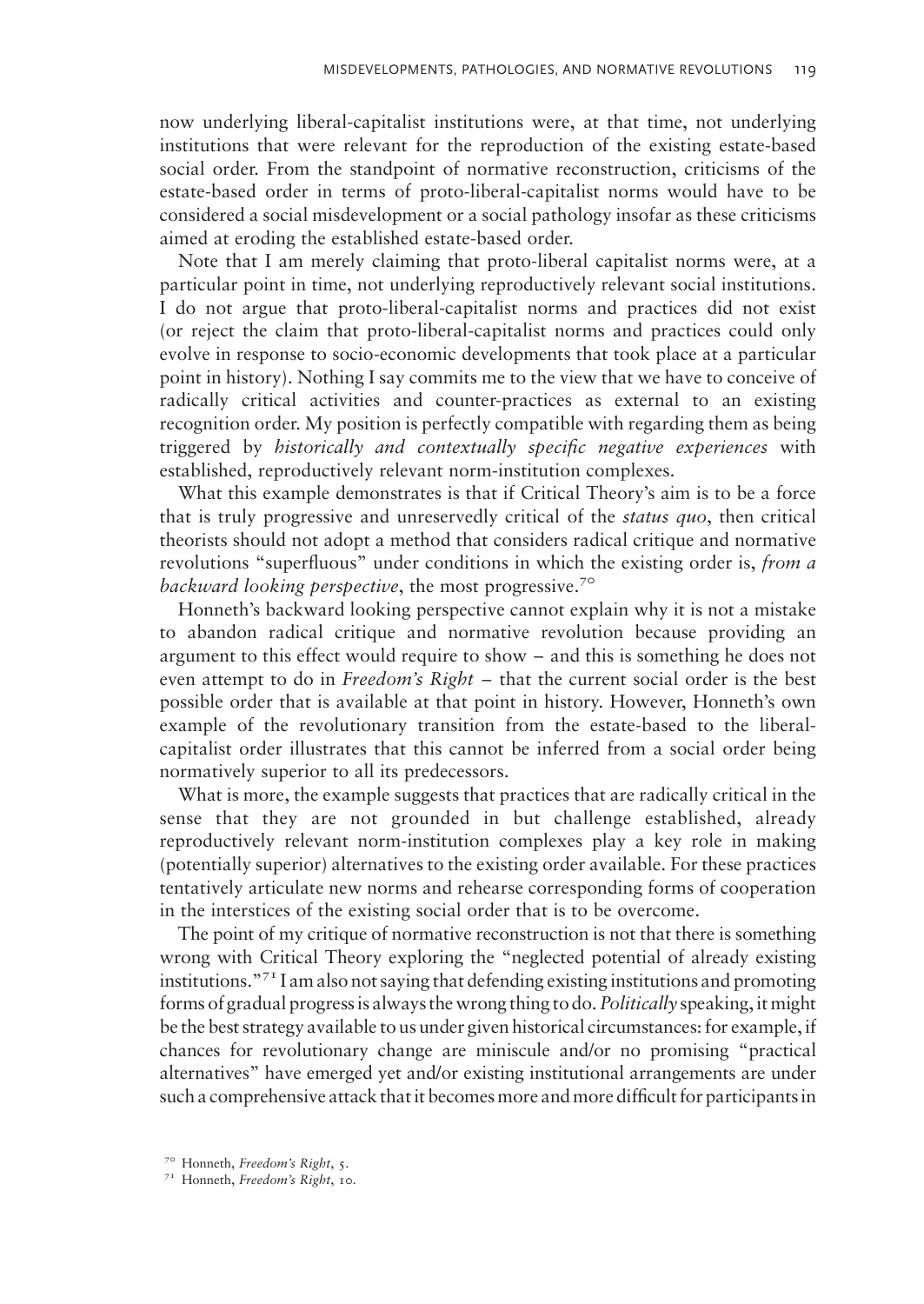now underlying liberal-capitalist institutions were, at that time, not underlying institutions that were relevant for the reproduction of the existing estate-based social order. From the standpoint of normative reconstruction, criticisms of the estate-based order in terms of proto-liberal-capitalist norms would have to be considered a social misdevelopment or a social pathology insofar as these criticisms aimed at eroding the established estate-based order.

Note that I am merely claiming that proto-liberal capitalist norms were, at a particular point in time, not underlying reproductively relevant social institutions. I do not argue that proto-liberal-capitalist norms and practices did not exist (or reject the claim that proto-liberal-capitalist norms and practices could only evolve in response to socio-economic developments that took place at a particular point in history). Nothing I say commits me to the view that we have to conceive of radically critical activities and counter-practices as external to an existing recognition order. My position is perfectly compatible with regarding them as being triggered by *historically and contextually specific negative experiences* with established, reproductively relevant norm-institution complexes.

What this example demonstrates is that if Critical Theory's aim is to be a force that is truly progressive and unreservedly critical of the *status quo*, then critical theorists should not adopt a method that considers radical critique and normative revolutions "superfluous" under conditions in which the existing order is, *from a backward looking perspective*, the most progressive.[70]

Honneth's backward looking perspective cannot explain why it is not a mistake to abandon radical critique and normative revolution because providing an argument to this effect would require to show – and this is something he does not even attempt to do in *Freedom's Right* – that the current social order is the best possible order that is available at that point in history. However, Honneth's own example of the revolutionary transition from the estate-based to the liberal-capitalist order illustrates that this cannot be inferred from a social order being normatively superior to all its predecessors.

What is more, the example suggests that practices that are radically critical in the sense that they are not grounded in but challenge established, already reproductively relevant norm-institution complexes play a key role in making (potentially superior) alternatives to the existing order available. For these practices tentatively articulate new norms and rehearse corresponding forms of cooperation in the interstices of the existing social order that is to be overcome.

The point of my critique of normative reconstruction is not that there is something wrong with Critical Theory exploring the "neglected potential of already existing institutions."[71] I am also not saying that defending existing institutions and promoting forms of gradual progress is always the wrong thing to do. *Politically* speaking, it might be the best strategy available to us under given historical circumstances: for example, if chances for revolutionary change are miniscule and/or no promising "practical alternatives" have emerged yet and/or existing institutional arrangements are under such a comprehensive attack that it becomes more and more difficult for participants in

[70] Honneth, *Freedom's Right*, 5.

[71] Honneth, *Freedom's Right*, 10.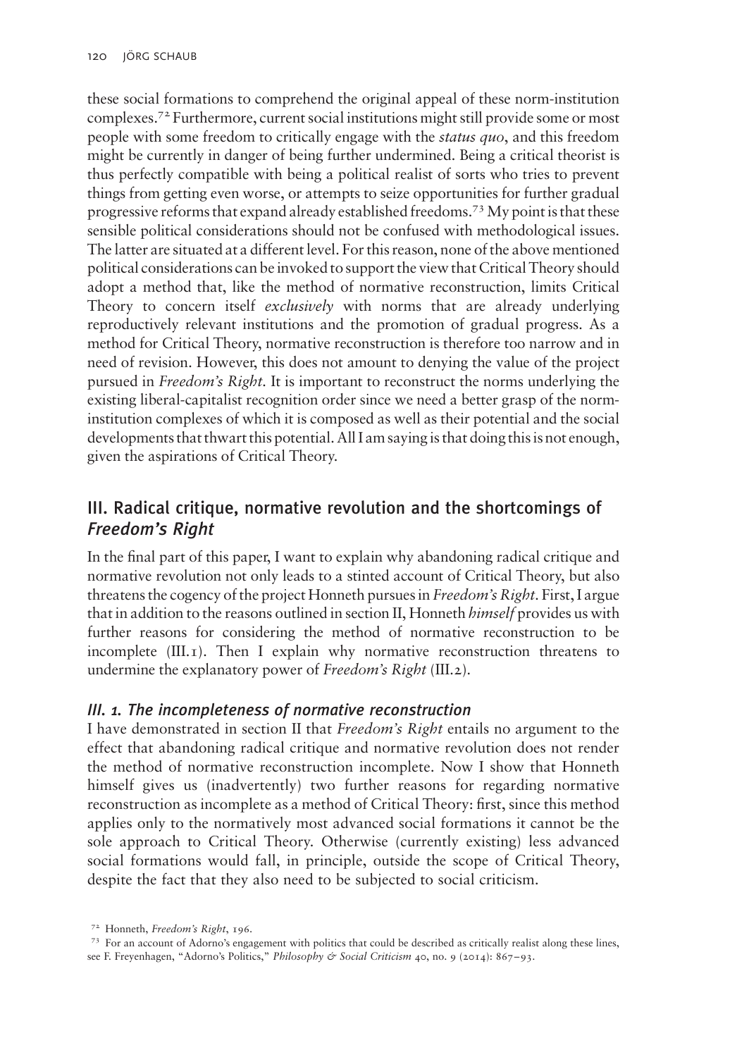these social formations to comprehend the original appeal of these norm-institution complexes.[72] Furthermore, current social institutions might still provide some or most people with some freedom to critically engage with the *status quo*, and this freedom might be currently in danger of being further undermined. Being a critical theorist is thus perfectly compatible with being a political realist of sorts who tries to prevent things from getting even worse, or attempts to seize opportunities for further gradual progressive reforms that expand already established freedoms.[73] My point is that these sensible political considerations should not be confused with methodological issues. The latter are situated at a different level. For this reason, none of the above mentioned political considerations can be invoked to support the view that Critical Theory should adopt a method that, like the method of normative reconstruction, limits Critical Theory to concern itself *exclusively* with norms that are already underlying reproductively relevant institutions and the promotion of gradual progress. As a method for Critical Theory, normative reconstruction is therefore too narrow and in need of revision. However, this does not amount to denying the value of the project pursued in *Freedom's Right*. It is important to reconstruct the norms underlying the existing liberal-capitalist recognition order since we need a better grasp of the norm-institution complexes of which it is composed as well as their potential and the social developments that thwart this potential. All I am saying is that doing this is not enough, given the aspirations of Critical Theory.

## III. Radical critique, normative revolution and the shortcomings of *Freedom's Right*

In the final part of this paper, I want to explain why abandoning radical critique and normative revolution not only leads to a stinted account of Critical Theory, but also threatens the cogency of the project Honneth pursues in *Freedom's Right*. First, I argue that in addition to the reasons outlined in section II, Honneth *himself* provides us with further reasons for considering the method of normative reconstruction to be incomplete (III.1). Then I explain why normative reconstruction threatens to undermine the explanatory power of *Freedom's Right* (III.2).

### *III. 1. The incompleteness of normative reconstruction*

I have demonstrated in section II that *Freedom's Right* entails no argument to the effect that abandoning radical critique and normative revolution does not render the method of normative reconstruction incomplete. Now I show that Honneth himself gives us (inadvertently) two further reasons for regarding normative reconstruction as incomplete as a method of Critical Theory: first, since this method applies only to the normatively most advanced social formations it cannot be the sole approach to Critical Theory. Otherwise (currently existing) less advanced social formations would fall, in principle, outside the scope of Critical Theory, despite the fact that they also need to be subjected to social criticism.

[72] Honneth, *Freedom's Right*, 196.

[73] For an account of Adorno's engagement with politics that could be described as critically realist along these lines, see F. Freyenhagen, "Adorno's Politics," *Philosophy & Social Criticism* 40, no. 9 (2014): 867–93.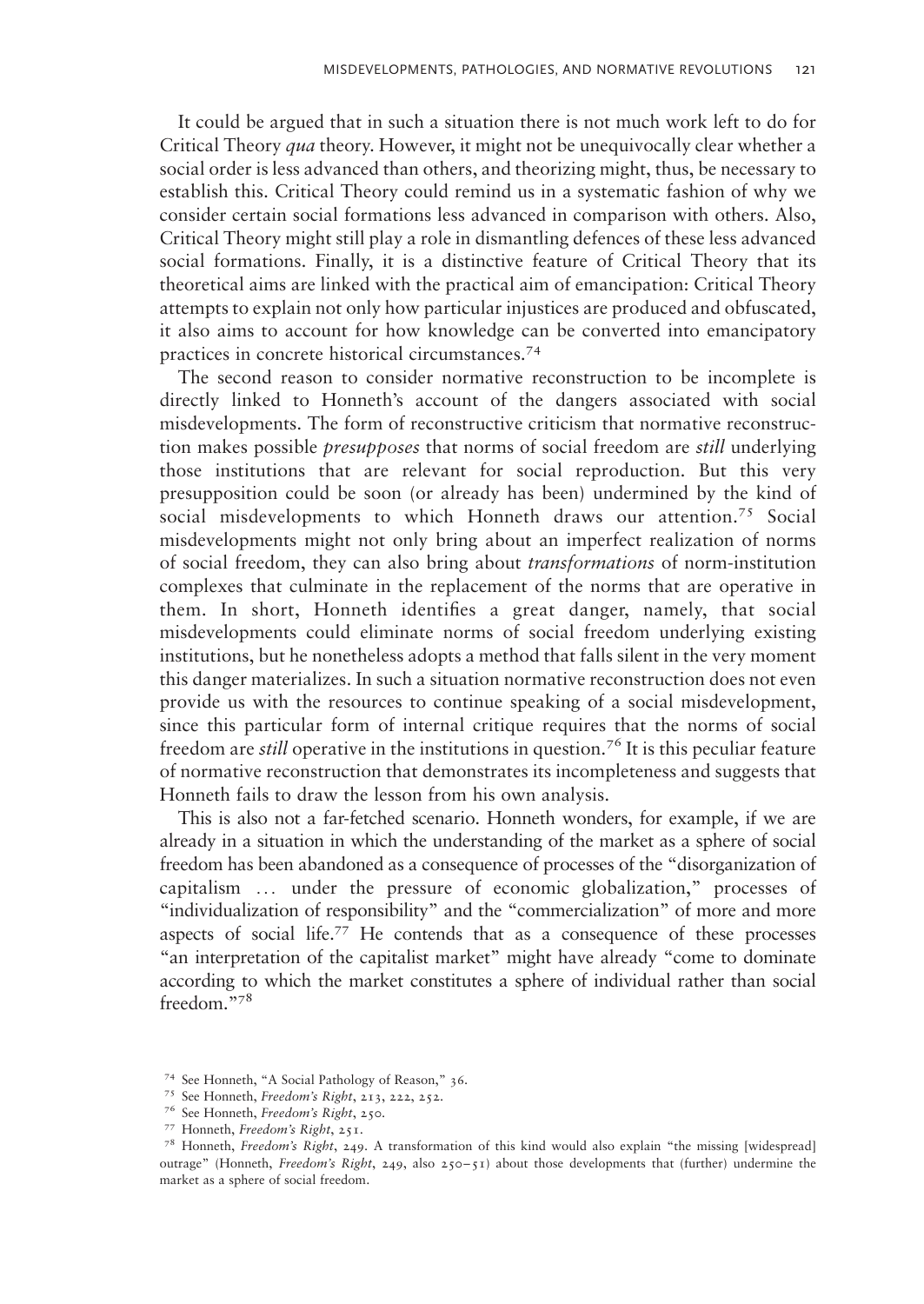It could be argued that in such a situation there is not much work left to do for Critical Theory *qua* theory. However, it might not be unequivocally clear whether a social order is less advanced than others, and theorizing might, thus, be necessary to establish this. Critical Theory could remind us in a systematic fashion of why we consider certain social formations less advanced in comparison with others. Also, Critical Theory might still play a role in dismantling defences of these less advanced social formations. Finally, it is a distinctive feature of Critical Theory that its theoretical aims are linked with the practical aim of emancipation: Critical Theory attempts to explain not only how particular injustices are produced and obfuscated, it also aims to account for how knowledge can be converted into emancipatory practices in concrete historical circumstances.[74]

The second reason to consider normative reconstruction to be incomplete is directly linked to Honneth's account of the dangers associated with social misdevelopments. The form of reconstructive criticism that normative reconstruction makes possible *presupposes* that norms of social freedom are *still* underlying those institutions that are relevant for social reproduction. But this very presupposition could be soon (or already has been) undermined by the kind of social misdevelopments to which Honneth draws our attention.[75] Social misdevelopments might not only bring about an imperfect realization of norms of social freedom, they can also bring about *transformations* of norm-institution complexes that culminate in the replacement of the norms that are operative in them. In short, Honneth identifies a great danger, namely, that social misdevelopments could eliminate norms of social freedom underlying existing institutions, but he nonetheless adopts a method that falls silent in the very moment this danger materializes. In such a situation normative reconstruction does not even provide us with the resources to continue speaking of a social misdevelopment, since this particular form of internal critique requires that the norms of social freedom are *still* operative in the institutions in question.[76] It is this peculiar feature of normative reconstruction that demonstrates its incompleteness and suggests that Honneth fails to draw the lesson from his own analysis.

This is also not a far-fetched scenario. Honneth wonders, for example, if we are already in a situation in which the understanding of the market as a sphere of social freedom has been abandoned as a consequence of processes of the "disorganization of capitalism … under the pressure of economic globalization," processes of "individualization of responsibility" and the "commercialization" of more and more aspects of social life.[77] He contends that as a consequence of these processes "an interpretation of the capitalist market" might have already "come to dominate according to which the market constitutes a sphere of individual rather than social freedom."[78]

[74] See Honneth, "A Social Pathology of Reason," 36.

[75] See Honneth, *Freedom's Right*, 213, 222, 252.

[76] See Honneth, *Freedom's Right*, 250.

[77] Honneth, *Freedom's Right*, 251.

[78] Honneth, *Freedom's Right*, 249. A transformation of this kind would also explain "the missing [widespread] outrage" (Honneth, *Freedom's Right*, 249, also 250–51) about those developments that (further) undermine the market as a sphere of social freedom.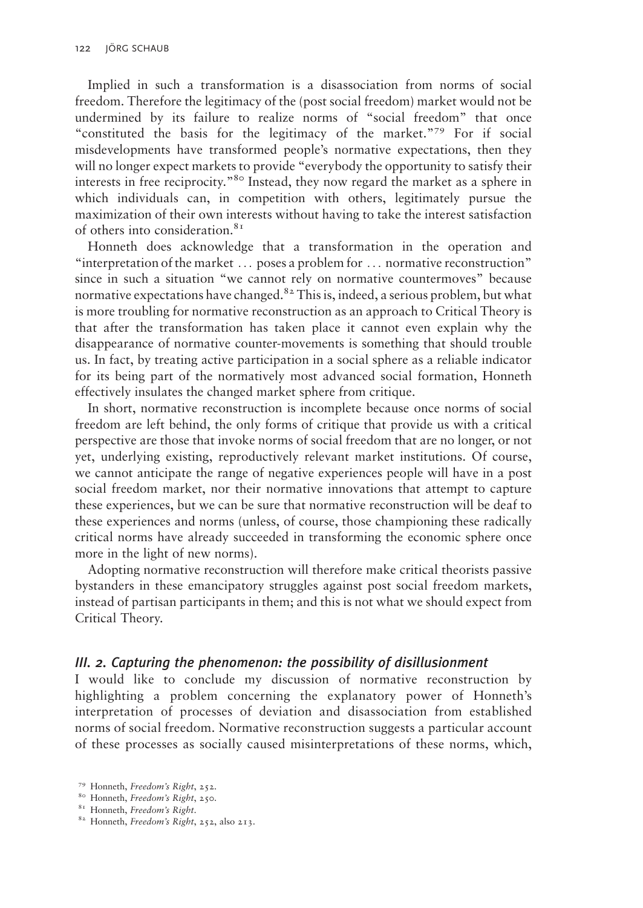Implied in such a transformation is a disassociation from norms of social freedom. Therefore the legitimacy of the (post social freedom) market would not be undermined by its failure to realize norms of "social freedom" that once "constituted the basis for the legitimacy of the market."[79] For if social misdevelopments have transformed people's normative expectations, then they will no longer expect markets to provide "everybody the opportunity to satisfy their interests in free reciprocity."[80] Instead, they now regard the market as a sphere in which individuals can, in competition with others, legitimately pursue the maximization of their own interests without having to take the interest satisfaction of others into consideration.[81]

Honneth does acknowledge that a transformation in the operation and "interpretation of the market … poses a problem for … normative reconstruction" since in such a situation "we cannot rely on normative countermoves" because normative expectations have changed.[82] This is, indeed, a serious problem, but what is more troubling for normative reconstruction as an approach to Critical Theory is that after the transformation has taken place it cannot even explain why the disappearance of normative counter-movements is something that should trouble us. In fact, by treating active participation in a social sphere as a reliable indicator for its being part of the normatively most advanced social formation, Honneth effectively insulates the changed market sphere from critique.

In short, normative reconstruction is incomplete because once norms of social freedom are left behind, the only forms of critique that provide us with a critical perspective are those that invoke norms of social freedom that are no longer, or not yet, underlying existing, reproductively relevant market institutions. Of course, we cannot anticipate the range of negative experiences people will have in a post social freedom market, nor their normative innovations that attempt to capture these experiences, but we can be sure that normative reconstruction will be deaf to these experiences and norms (unless, of course, those championing these radically critical norms have already succeeded in transforming the economic sphere once more in the light of new norms).

Adopting normative reconstruction will therefore make critical theorists passive bystanders in these emancipatory struggles against post social freedom markets, instead of partisan participants in them; and this is not what we should expect from Critical Theory.

### *III. 2. Capturing the phenomenon: the possibility of disillusionment*

I would like to conclude my discussion of normative reconstruction by highlighting a problem concerning the explanatory power of Honneth's interpretation of processes of deviation and disassociation from established norms of social freedom. Normative reconstruction suggests a particular account of these processes as socially caused misinterpretations of these norms, which,

[79] Honneth, *Freedom's Right*, 252.

[80] Honneth, *Freedom's Right*, 250.

[81] Honneth, *Freedom's Right*.

[82] Honneth, *Freedom's Right*, 252, also 213.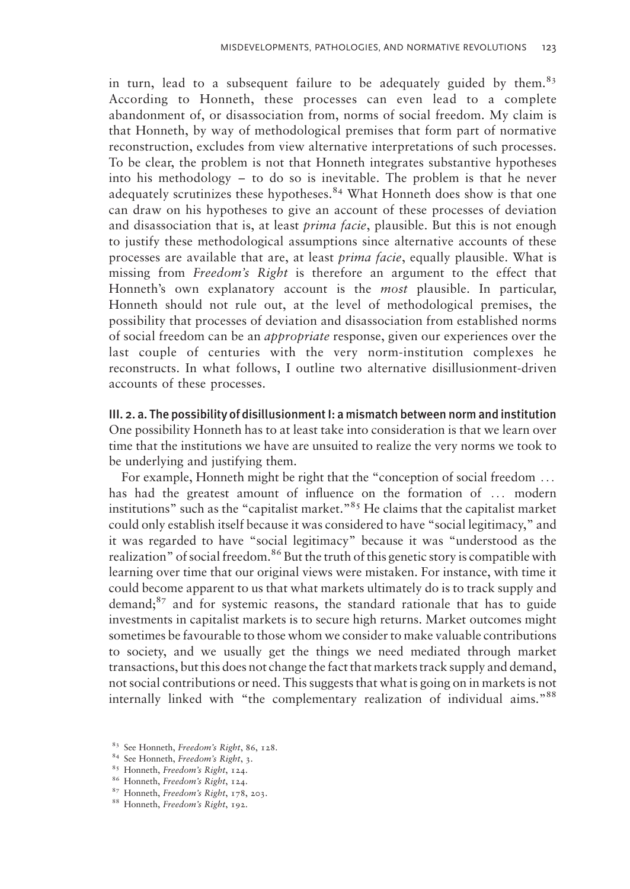in turn, lead to a subsequent failure to be adequately guided by them.[83] According to Honneth, these processes can even lead to a complete abandonment of, or disassociation from, norms of social freedom. My claim is that Honneth, by way of methodological premises that form part of normative reconstruction, excludes from view alternative interpretations of such processes. To be clear, the problem is not that Honneth integrates substantive hypotheses into his methodology – to do so is inevitable. The problem is that he never adequately scrutinizes these hypotheses.[84] What Honneth does show is that one can draw on his hypotheses to give an account of these processes of deviation and disassociation that is, at least *prima facie*, plausible. But this is not enough to justify these methodological assumptions since alternative accounts of these processes are available that are, at least *prima facie*, equally plausible. What is missing from *Freedom's Right* is therefore an argument to the effect that Honneth's own explanatory account is the *most* plausible. In particular, Honneth should not rule out, at the level of methodological premises, the possibility that processes of deviation and disassociation from established norms of social freedom can be an *appropriate* response, given our experiences over the last couple of centuries with the very norm-institution complexes he reconstructs. In what follows, I outline two alternative disillusionment-driven accounts of these processes.

### III. 2. a. The possibility of disillusionment I: a mismatch between norm and institution

One possibility Honneth has to at least take into consideration is that we learn over time that the institutions we have are unsuited to realize the very norms we took to be underlying and justifying them.

For example, Honneth might be right that the "conception of social freedom … has had the greatest amount of influence on the formation of … modern institutions" such as the "capitalist market."[85] He claims that the capitalist market could only establish itself because it was considered to have "social legitimacy," and it was regarded to have "social legitimacy" because it was "understood as the realization" of social freedom.[86] But the truth of this genetic story is compatible with learning over time that our original views were mistaken. For instance, with time it could become apparent to us that what markets ultimately do is to track supply and demand;[87] and for systemic reasons, the standard rationale that has to guide investments in capitalist markets is to secure high returns. Market outcomes might sometimes be favourable to those whom we consider to make valuable contributions to society, and we usually get the things we need mediated through market transactions, but this does not change the fact that markets track supply and demand, not social contributions or need. This suggests that what is going on in markets is not internally linked with "the complementary realization of individual aims."[88]

[83] See Honneth, *Freedom's Right*, 86, 128.

[84] See Honneth, *Freedom's Right*, 3.

[85] Honneth, *Freedom's Right*, 124.

[86] Honneth, *Freedom's Right*, 124.

[87] Honneth, *Freedom's Right*, 178, 203.

[88] Honneth, *Freedom's Right*, 192.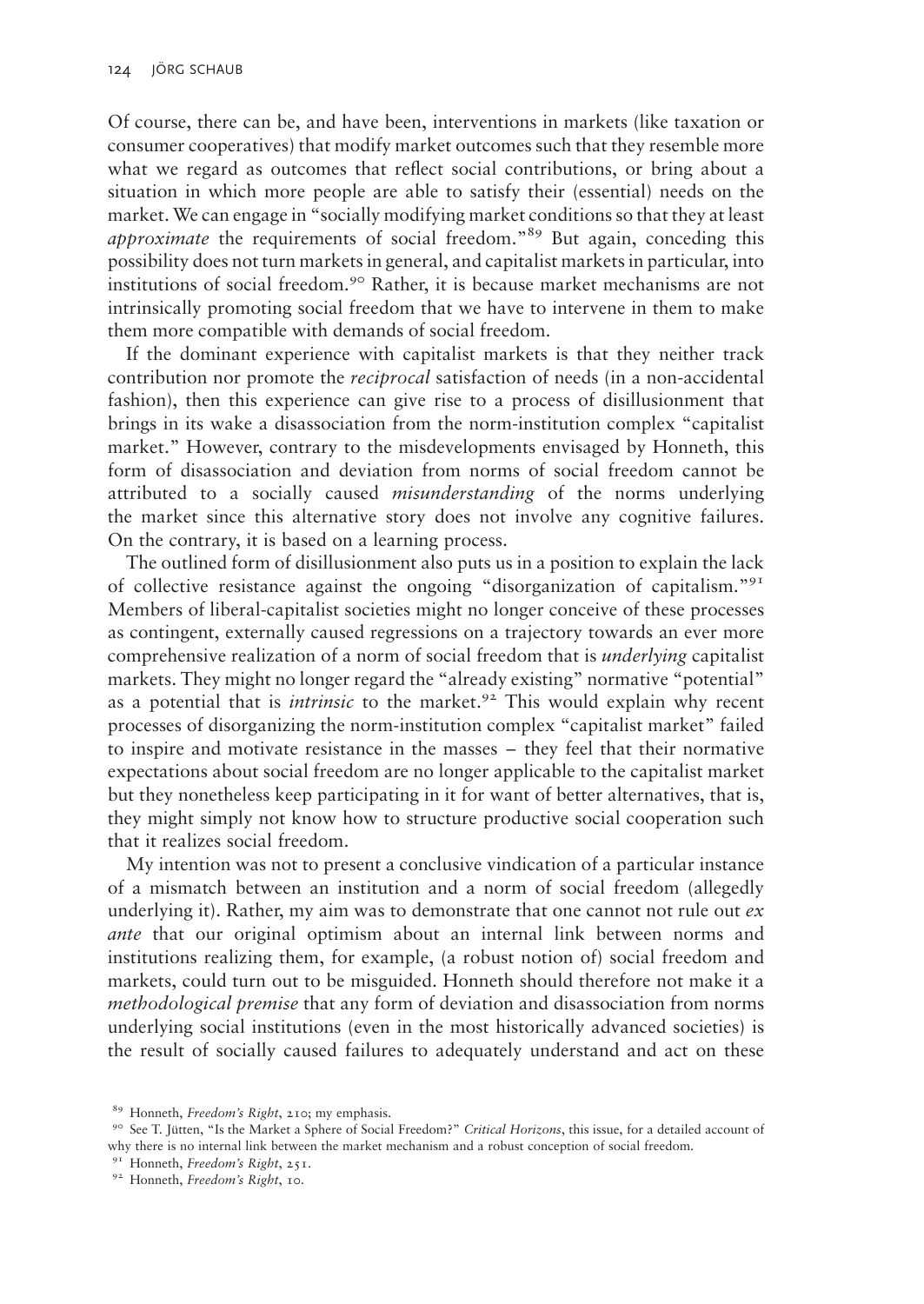Of course, there can be, and have been, interventions in markets (like taxation or consumer cooperatives) that modify market outcomes such that they resemble more what we regard as outcomes that reflect social contributions, or bring about a situation in which more people are able to satisfy their (essential) needs on the market. We can engage in "socially modifying market conditions so that they at least *approximate* the requirements of social freedom."[89] But again, conceding this possibility does not turn markets in general, and capitalist markets in particular, into institutions of social freedom.[90] Rather, it is because market mechanisms are not intrinsically promoting social freedom that we have to intervene in them to make them more compatible with demands of social freedom.

If the dominant experience with capitalist markets is that they neither track contribution nor promote the *reciprocal* satisfaction of needs (in a non-accidental fashion), then this experience can give rise to a process of disillusionment that brings in its wake a disassociation from the norm-institution complex "capitalist market." However, contrary to the misdevelopments envisaged by Honneth, this form of disassociation and deviation from norms of social freedom cannot be attributed to a socially caused *misunderstanding* of the norms underlying the market since this alternative story does not involve any cognitive failures. On the contrary, it is based on a learning process.

The outlined form of disillusionment also puts us in a position to explain the lack of collective resistance against the ongoing "disorganization of capitalism."[91] Members of liberal-capitalist societies might no longer conceive of these processes as contingent, externally caused regressions on a trajectory towards an ever more comprehensive realization of a norm of social freedom that is *underlying* capitalist markets. They might no longer regard the "already existing" normative "potential" as a potential that is *intrinsic* to the market.[92] This would explain why recent processes of disorganizing the norm-institution complex "capitalist market" failed to inspire and motivate resistance in the masses – they feel that their normative expectations about social freedom are no longer applicable to the capitalist market but they nonetheless keep participating in it for want of better alternatives, that is, they might simply not know how to structure productive social cooperation such that it realizes social freedom.

My intention was not to present a conclusive vindication of a particular instance of a mismatch between an institution and a norm of social freedom (allegedly underlying it). Rather, my aim was to demonstrate that one cannot not rule out *ex ante* that our original optimism about an internal link between norms and institutions realizing them, for example, (a robust notion of) social freedom and markets, could turn out to be misguided. Honneth should therefore not make it a *methodological premise* that any form of deviation and disassociation from norms underlying social institutions (even in the most historically advanced societies) is the result of socially caused failures to adequately understand and act on these

[89] Honneth, *Freedom's Right*, 210; my emphasis.

[90] See T. Jütten, "Is the Market a Sphere of Social Freedom?" *Critical Horizons*, this issue, for a detailed account of why there is no internal link between the market mechanism and a robust conception of social freedom.

[91] Honneth, *Freedom's Right*, 251.

[92] Honneth, *Freedom's Right*, 10.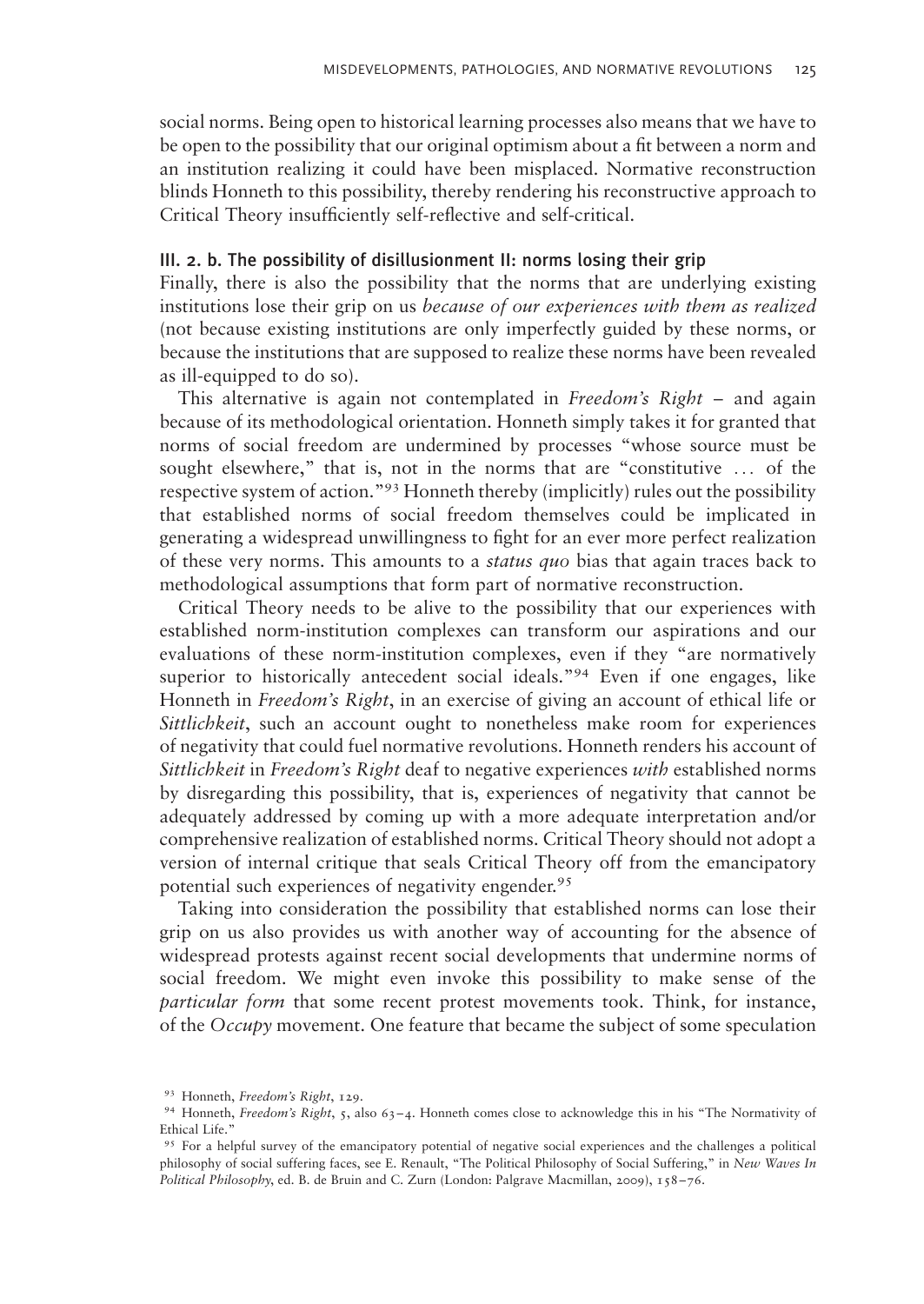social norms. Being open to historical learning processes also means that we have to be open to the possibility that our original optimism about a fit between a norm and an institution realizing it could have been misplaced. Normative reconstruction blinds Honneth to this possibility, thereby rendering his reconstructive approach to Critical Theory insufficiently self-reflective and self-critical.

### III. 2. b. The possibility of disillusionment II: norms losing their grip

Finally, there is also the possibility that the norms that are underlying existing institutions lose their grip on us *because of our experiences with them as realized* (not because existing institutions are only imperfectly guided by these norms, or because the institutions that are supposed to realize these norms have been revealed as ill-equipped to do so).

This alternative is again not contemplated in *Freedom's Right* – and again because of its methodological orientation. Honneth simply takes it for granted that norms of social freedom are undermined by processes "whose source must be sought elsewhere," that is, not in the norms that are "constitutive … of the respective system of action."[93] Honneth thereby (implicitly) rules out the possibility that established norms of social freedom themselves could be implicated in generating a widespread unwillingness to fight for an ever more perfect realization of these very norms. This amounts to a *status quo* bias that again traces back to methodological assumptions that form part of normative reconstruction.

Critical Theory needs to be alive to the possibility that our experiences with established norm-institution complexes can transform our aspirations and our evaluations of these norm-institution complexes, even if they "are normatively superior to historically antecedent social ideals."[94] Even if one engages, like Honneth in *Freedom's Right*, in an exercise of giving an account of ethical life or *Sittlichkeit*, such an account ought to nonetheless make room for experiences of negativity that could fuel normative revolutions. Honneth renders his account of *Sittlichkeit* in *Freedom's Right* deaf to negative experiences *with* established norms by disregarding this possibility, that is, experiences of negativity that cannot be adequately addressed by coming up with a more adequate interpretation and/or comprehensive realization of established norms. Critical Theory should not adopt a version of internal critique that seals Critical Theory off from the emancipatory potential such experiences of negativity engender.[95]

Taking into consideration the possibility that established norms can lose their grip on us also provides us with another way of accounting for the absence of widespread protests against recent social developments that undermine norms of social freedom. We might even invoke this possibility to make sense of the *particular form* that some recent protest movements took. Think, for instance, of the *Occupy* movement. One feature that became the subject of some speculation

[93] Honneth, *Freedom's Right*, 129.

[94] Honneth, *Freedom's Right*, 5, also 63–4. Honneth comes close to acknowledge this in his "The Normativity of Ethical Life."

[95] For a helpful survey of the emancipatory potential of negative social experiences and the challenges a political philosophy of social suffering faces, see E. Renault, "The Political Philosophy of Social Suffering," in *New Waves In Political Philosophy*, ed. B. de Bruin and C. Zurn (London: Palgrave Macmillan, 2009), 158–76.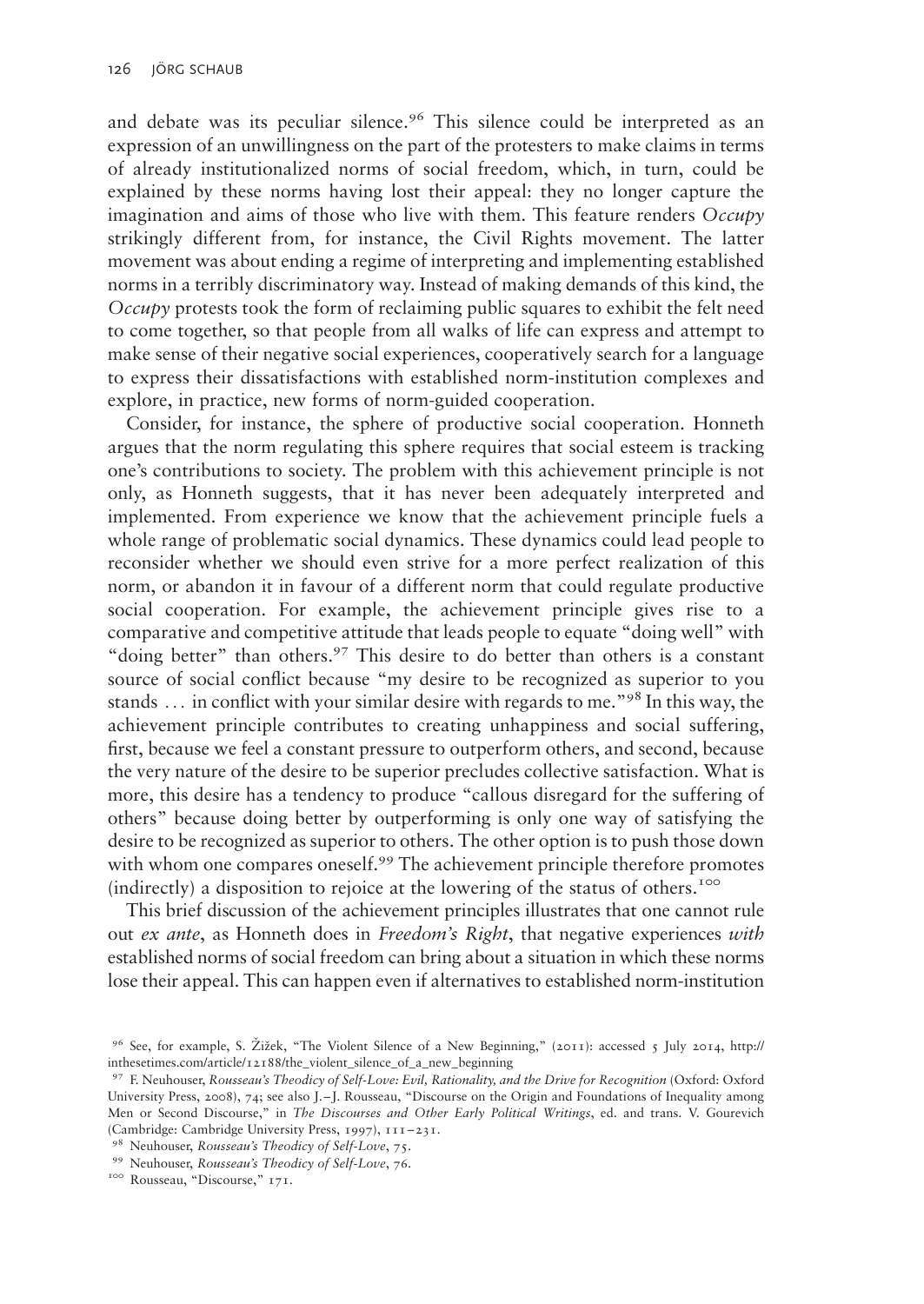and debate was its peculiar silence.[96] This silence could be interpreted as an expression of an unwillingness on the part of the protesters to make claims in terms of already institutionalized norms of social freedom, which, in turn, could be explained by these norms having lost their appeal: they no longer capture the imagination and aims of those who live with them. This feature renders *Occupy* strikingly different from, for instance, the Civil Rights movement. The latter movement was about ending a regime of interpreting and implementing established norms in a terribly discriminatory way. Instead of making demands of this kind, the *Occupy* protests took the form of reclaiming public squares to exhibit the felt need to come together, so that people from all walks of life can express and attempt to make sense of their negative social experiences, cooperatively search for a language to express their dissatisfactions with established norm-institution complexes and explore, in practice, new forms of norm-guided cooperation.

Consider, for instance, the sphere of productive social cooperation. Honneth argues that the norm regulating this sphere requires that social esteem is tracking one's contributions to society. The problem with this achievement principle is not only, as Honneth suggests, that it has never been adequately interpreted and implemented. From experience we know that the achievement principle fuels a whole range of problematic social dynamics. These dynamics could lead people to reconsider whether we should even strive for a more perfect realization of this norm, or abandon it in favour of a different norm that could regulate productive social cooperation. For example, the achievement principle gives rise to a comparative and competitive attitude that leads people to equate "doing well" with "doing better" than others.[97] This desire to do better than others is a constant source of social conflict because "my desire to be recognized as superior to you stands … in conflict with your similar desire with regards to me."[98] In this way, the achievement principle contributes to creating unhappiness and social suffering, first, because we feel a constant pressure to outperform others, and second, because the very nature of the desire to be superior precludes collective satisfaction. What is more, this desire has a tendency to produce "callous disregard for the suffering of others" because doing better by outperforming is only one way of satisfying the desire to be recognized as superior to others. The other option is to push those down with whom one compares oneself.[99] The achievement principle therefore promotes (indirectly) a disposition to rejoice at the lowering of the status of others.[100]

This brief discussion of the achievement principles illustrates that one cannot rule out *ex ante*, as Honneth does in *Freedom's Right*, that negative experiences *with* established norms of social freedom can bring about a situation in which these norms lose their appeal. This can happen even if alternatives to established norm-institution

[96] See, for example, S. Žižek, "The Violent Silence of a New Beginning," (2011): accessed 5 July 2014, http://inthesetimes.com/article/12188/the_violent_silence_of_a_new_beginning

[97] F. Neuhouser, *Rousseau's Theodicy of Self-Love: Evil, Rationality, and the Drive for Recognition* (Oxford: Oxford University Press, 2008), 74; see also J.–J. Rousseau, "Discourse on the Origin and Foundations of Inequality among Men or Second Discourse," in *The Discourses and Other Early Political Writings*, ed. and trans. V. Gourevich (Cambridge: Cambridge University Press, 1997), 111–231.

[98] Neuhouser, *Rousseau's Theodicy of Self-Love*, 75.

[99] Neuhouser, *Rousseau's Theodicy of Self-Love*, 76.

[100] Rousseau, "Discourse," 171.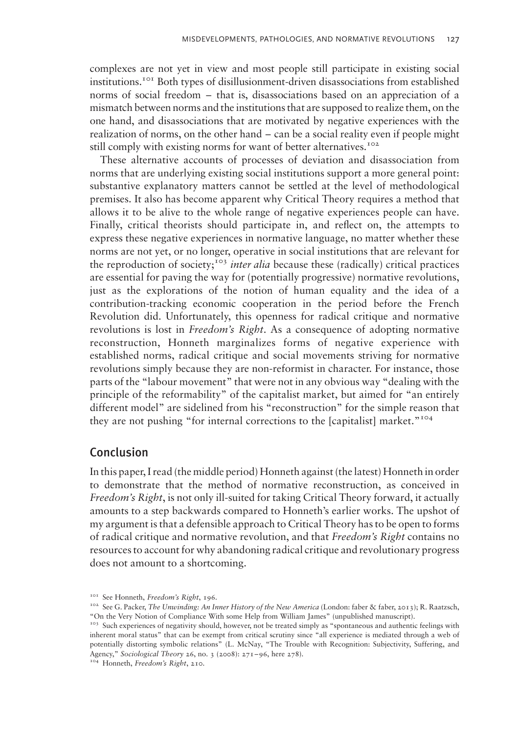complexes are not yet in view and most people still participate in existing social institutions.[101] Both types of disillusionment-driven disassociations from established norms of social freedom – that is, disassociations based on an appreciation of a mismatch between norms and the institutions that are supposed to realize them, on the one hand, and disassociations that are motivated by negative experiences with the realization of norms, on the other hand – can be a social reality even if people might still comply with existing norms for want of better alternatives.[102]

These alternative accounts of processes of deviation and disassociation from norms that are underlying existing social institutions support a more general point: substantive explanatory matters cannot be settled at the level of methodological premises. It also has become apparent why Critical Theory requires a method that allows it to be alive to the whole range of negative experiences people can have. Finally, critical theorists should participate in, and reflect on, the attempts to express these negative experiences in normative language, no matter whether these norms are not yet, or no longer, operative in social institutions that are relevant for the reproduction of society;[103] *inter alia* because these (radically) critical practices are essential for paving the way for (potentially progressive) normative revolutions, just as the explorations of the notion of human equality and the idea of a contribution-tracking economic cooperation in the period before the French Revolution did. Unfortunately, this openness for radical critique and normative revolutions is lost in *Freedom's Right*. As a consequence of adopting normative reconstruction, Honneth marginalizes forms of negative experience with established norms, radical critique and social movements striving for normative revolutions simply because they are non-reformist in character. For instance, those parts of the "labour movement" that were not in any obvious way "dealing with the principle of the reformability" of the capitalist market, but aimed for "an entirely different model" are sidelined from his "reconstruction" for the simple reason that they are not pushing "for internal corrections to the [capitalist] market."[104]

## Conclusion

In this paper, I read (the middle period) Honneth against (the latest) Honneth in order to demonstrate that the method of normative reconstruction, as conceived in *Freedom's Right*, is not only ill-suited for taking Critical Theory forward, it actually amounts to a step backwards compared to Honneth's earlier works. The upshot of my argument is that a defensible approach to Critical Theory has to be open to forms of radical critique and normative revolution, and that *Freedom's Right* contains no resources to account for why abandoning radical critique and revolutionary progress does not amount to a shortcoming.

[101] See Honneth, *Freedom's Right*, 196.

[102] See G. Packer, *The Unwinding: An Inner History of the New America* (London: faber & faber, 2013); R. Raatzsch, "On the Very Notion of Compliance With some Help from William James" (unpublished manuscript).

[103] Such experiences of negativity should, however, not be treated simply as "spontaneous and authentic feelings with inherent moral status" that can be exempt from critical scrutiny since "all experience is mediated through a web of potentially distorting symbolic relations" (L. McNay, "The Trouble with Recognition: Subjectivity, Suffering, and Agency," *Sociological Theory* 26, no. 3 (2008): 271–96, here 278).

[104] Honneth, *Freedom's Right*, 210.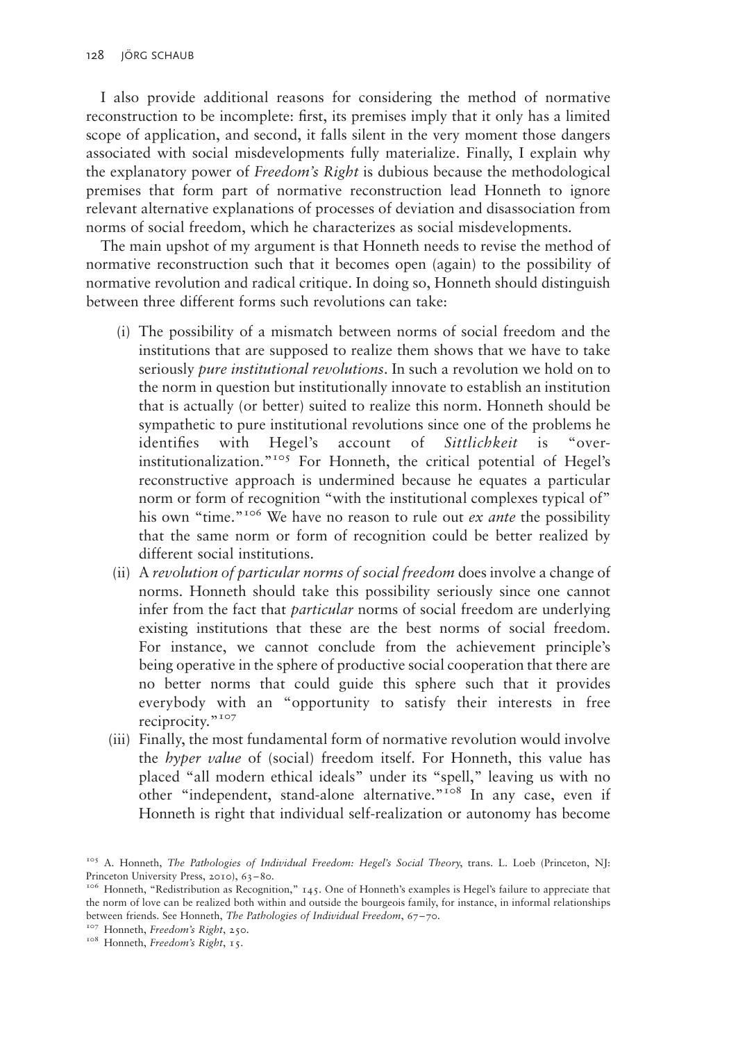I also provide additional reasons for considering the method of normative reconstruction to be incomplete: first, its premises imply that it only has a limited scope of application, and second, it falls silent in the very moment those dangers associated with social misdevelopments fully materialize. Finally, I explain why the explanatory power of *Freedom's Right* is dubious because the methodological premises that form part of normative reconstruction lead Honneth to ignore relevant alternative explanations of processes of deviation and disassociation from norms of social freedom, which he characterizes as social misdevelopments.

The main upshot of my argument is that Honneth needs to revise the method of normative reconstruction such that it becomes open (again) to the possibility of normative revolution and radical critique. In doing so, Honneth should distinguish between three different forms such revolutions can take:

(i) The possibility of a mismatch between norms of social freedom and the institutions that are supposed to realize them shows that we have to take seriously *pure institutional revolutions*. In such a revolution we hold on to the norm in question but institutionally innovate to establish an institution that is actually (or better) suited to realize this norm. Honneth should be sympathetic to pure institutional revolutions since one of the problems he identifies with Hegel's account of *Sittlichkeit* is "over-institutionalization."[105] For Honneth, the critical potential of Hegel's reconstructive approach is undermined because he equates a particular norm or form of recognition "with the institutional complexes typical of" his own "time."[106] We have no reason to rule out *ex ante* the possibility that the same norm or form of recognition could be better realized by different social institutions.

(ii) A *revolution of particular norms of social freedom* does involve a change of norms. Honneth should take this possibility seriously since one cannot infer from the fact that *particular* norms of social freedom are underlying existing institutions that these are the best norms of social freedom. For instance, we cannot conclude from the achievement principle's being operative in the sphere of productive social cooperation that there are no better norms that could guide this sphere such that it provides everybody with an "opportunity to satisfy their interests in free reciprocity."[107]

(iii) Finally, the most fundamental form of normative revolution would involve the *hyper value* of (social) freedom itself. For Honneth, this value has placed "all modern ethical ideals" under its "spell," leaving us with no other "independent, stand-alone alternative."[108] In any case, even if Honneth is right that individual self-realization or autonomy has become

[105] A. Honneth, *The Pathologies of Individual Freedom: Hegel's Social Theory*, trans. L. Loeb (Princeton, NJ: Princeton University Press, 2010), 63–80.

[106] Honneth, "Redistribution as Recognition," 145. One of Honneth's examples is Hegel's failure to appreciate that the norm of love can be realized both within and outside the bourgeois family, for instance, in informal relationships between friends. See Honneth, *The Pathologies of Individual Freedom*, 67–70.

[107] Honneth, *Freedom's Right*, 250.

[108] Honneth, *Freedom's Right*, 15.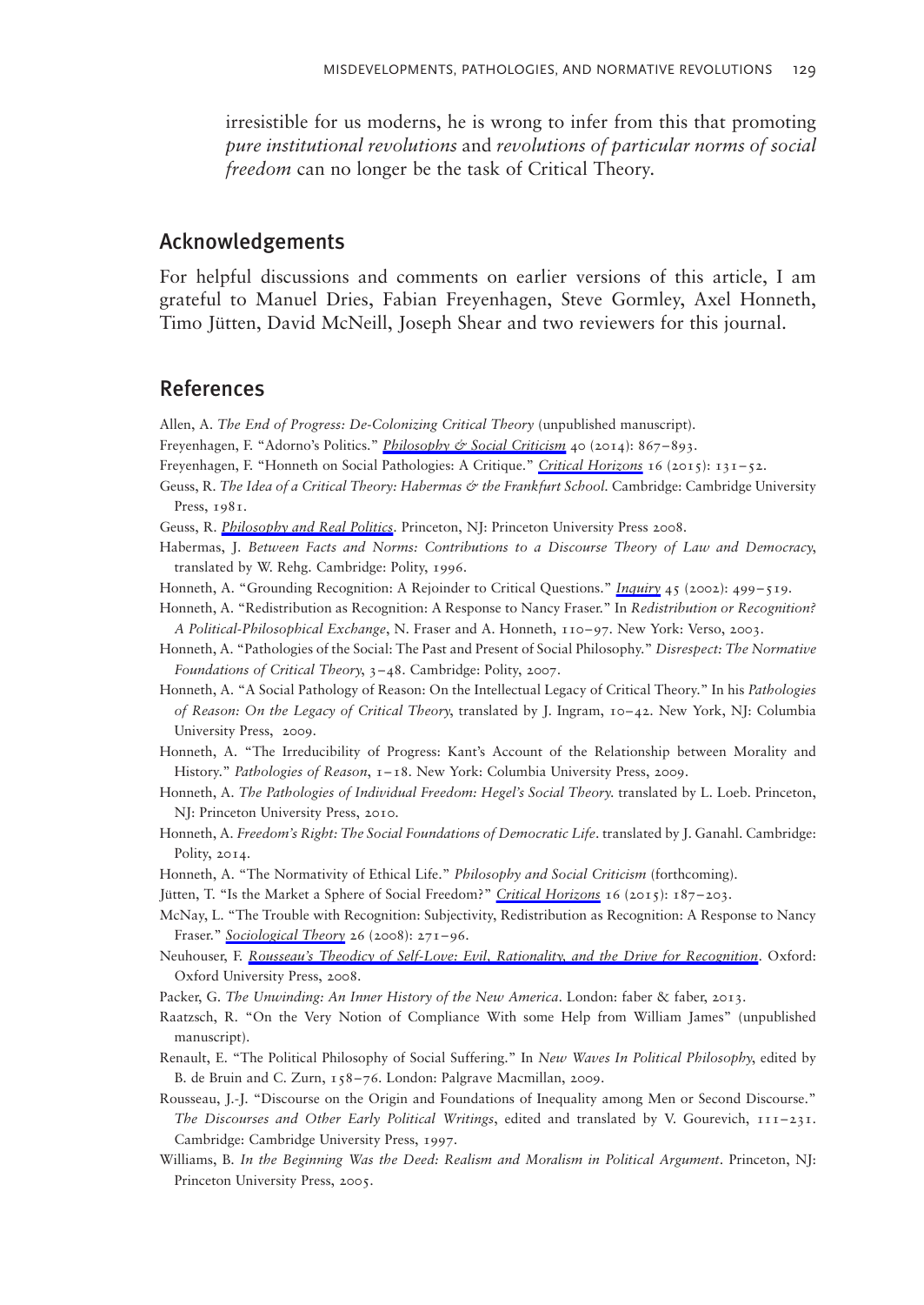irresistible for us moderns, he is wrong to infer from this that promoting *pure institutional revolutions* and *revolutions of particular norms of social freedom* can no longer be the task of Critical Theory.

## Acknowledgements

For helpful discussions and comments on earlier versions of this article, I am grateful to Manuel Dries, Fabian Freyenhagen, Steve Gormley, Axel Honneth, Timo Jütten, David McNeill, Joseph Shear and two reviewers for this journal.

## References

Allen, A. *The End of Progress: De-Colonizing Critical Theory* (unpublished manuscript).

Freyenhagen, F. "Adorno's Politics." *Philosophy & Social Criticism* 40 (2014): 867–893.

Freyenhagen, F. "Honneth on Social Pathologies: A Critique." *Critical Horizons* 16 (2015): 131–52.

Geuss, R. *The Idea of a Critical Theory: Habermas & the Frankfurt School*. Cambridge: Cambridge University Press, 1981.

Geuss, R. *Philosophy and Real Politics*. Princeton, NJ: Princeton University Press 2008.

Habermas, J. *Between Facts and Norms: Contributions to a Discourse Theory of Law and Democracy*, translated by W. Rehg. Cambridge: Polity, 1996.

Honneth, A. "Grounding Recognition: A Rejoinder to Critical Questions." *Inquiry* 45 (2002): 499–519.

Honneth, A. "Redistribution as Recognition: A Response to Nancy Fraser." In *Redistribution or Recognition? A Political-Philosophical Exchange*, N. Fraser and A. Honneth, 110–97. New York: Verso, 2003.

Honneth, A. "Pathologies of the Social: The Past and Present of Social Philosophy." *Disrespect: The Normative Foundations of Critical Theory*, 3–48. Cambridge: Polity, 2007.

Honneth, A. "A Social Pathology of Reason: On the Intellectual Legacy of Critical Theory." In his *Pathologies of Reason: On the Legacy of Critical Theory*, translated by J. Ingram, 10–42. New York, NJ: Columbia University Press, 2009.

Honneth, A. "The Irreducibility of Progress: Kant's Account of the Relationship between Morality and History." *Pathologies of Reason*, 1–18. New York: Columbia University Press, 2009.

Honneth, A. *The Pathologies of Individual Freedom: Hegel's Social Theory*. translated by L. Loeb. Princeton, NJ: Princeton University Press, 2010.

Honneth, A. *Freedom's Right: The Social Foundations of Democratic Life*. translated by J. Ganahl. Cambridge: Polity, 2014.

Honneth, A. "The Normativity of Ethical Life." *Philosophy and Social Criticism* (forthcoming).

Jütten, T. "Is the Market a Sphere of Social Freedom?" *Critical Horizons* 16 (2015): 187–203.

McNay, L. "The Trouble with Recognition: Subjectivity, Redistribution as Recognition: A Response to Nancy Fraser." *Sociological Theory* 26 (2008): 271–96.

Neuhouser, F. *Rousseau's Theodicy of Self-Love: Evil, Rationality, and the Drive for Recognition*. Oxford: Oxford University Press, 2008.

Packer, G. *The Unwinding: An Inner History of the New America*. London: faber & faber, 2013.

Raatzsch, R. "On the Very Notion of Compliance With some Help from William James" (unpublished manuscript).

Renault, E. "The Political Philosophy of Social Suffering." In *New Waves In Political Philosophy*, edited by B. de Bruin and C. Zurn, 158–76. London: Palgrave Macmillan, 2009.

Rousseau, J.-J. "Discourse on the Origin and Foundations of Inequality among Men or Second Discourse." *The Discourses and Other Early Political Writings*, edited and translated by V. Gourevich, 111–231. Cambridge: Cambridge University Press, 1997.

Williams, B. *In the Beginning Was the Deed: Realism and Moralism in Political Argument*. Princeton, NJ: Princeton University Press, 2005.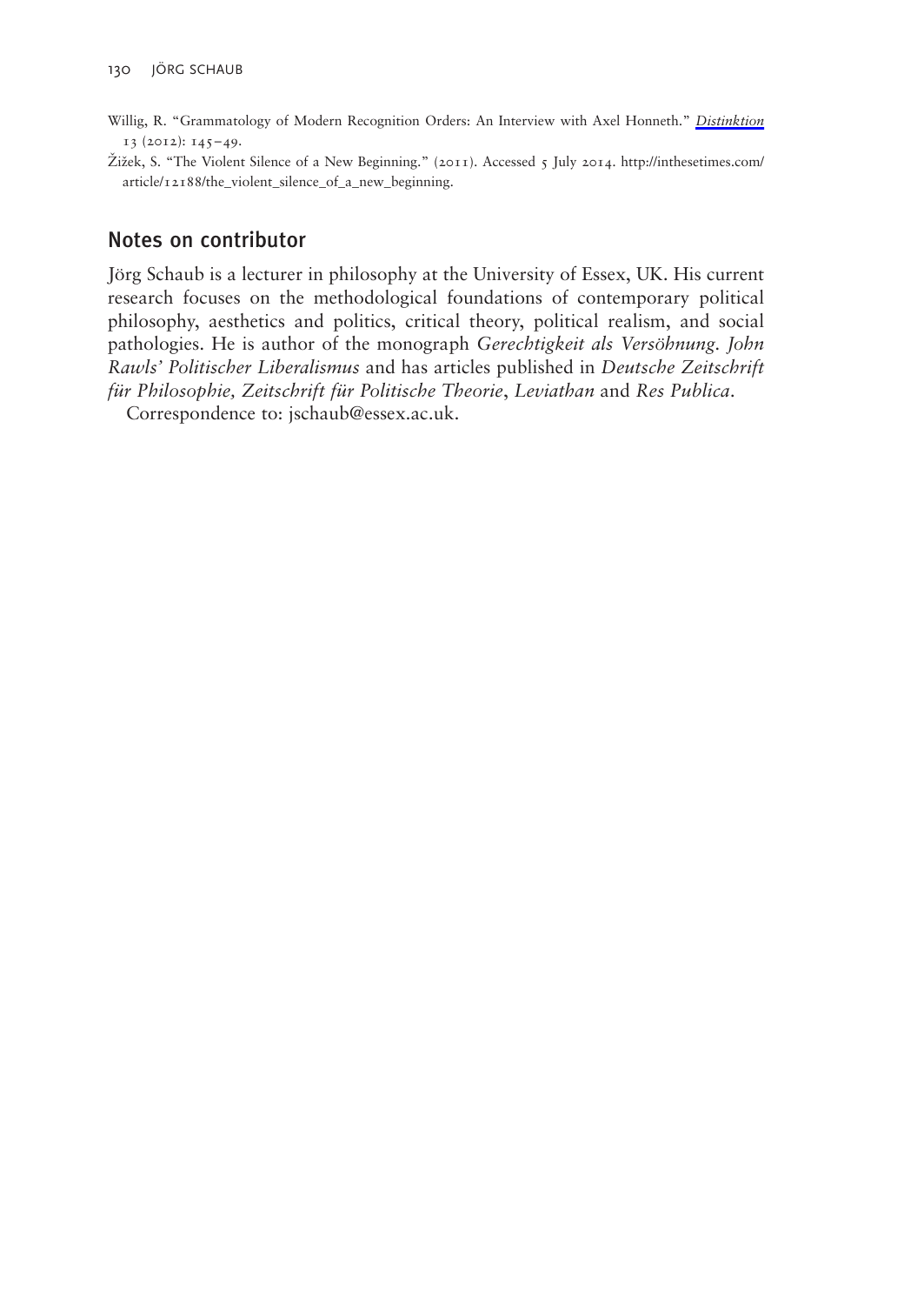Willig, R. "Grammatology of Modern Recognition Orders: An Interview with Axel Honneth." *Distinktion* 13 (2012): 145–49.

Žižek, S. "The Violent Silence of a New Beginning." (2011). Accessed 5 July 2014. http://inthesetimes.com/article/12188/the_violent_silence_of_a_new_beginning.

## Notes on contributor

Jörg Schaub is a lecturer in philosophy at the University of Essex, UK. His current research focuses on the methodological foundations of contemporary political philosophy, aesthetics and politics, critical theory, political realism, and social pathologies. He is author of the monograph *Gerechtigkeit als Versöhnung. John Rawls' Politischer Liberalismus* and has articles published in *Deutsche Zeitschrift für Philosophie, Zeitschrift für Politische Theorie*, *Leviathan* and *Res Publica*.

Correspondence to: jschaub@essex.ac.uk.